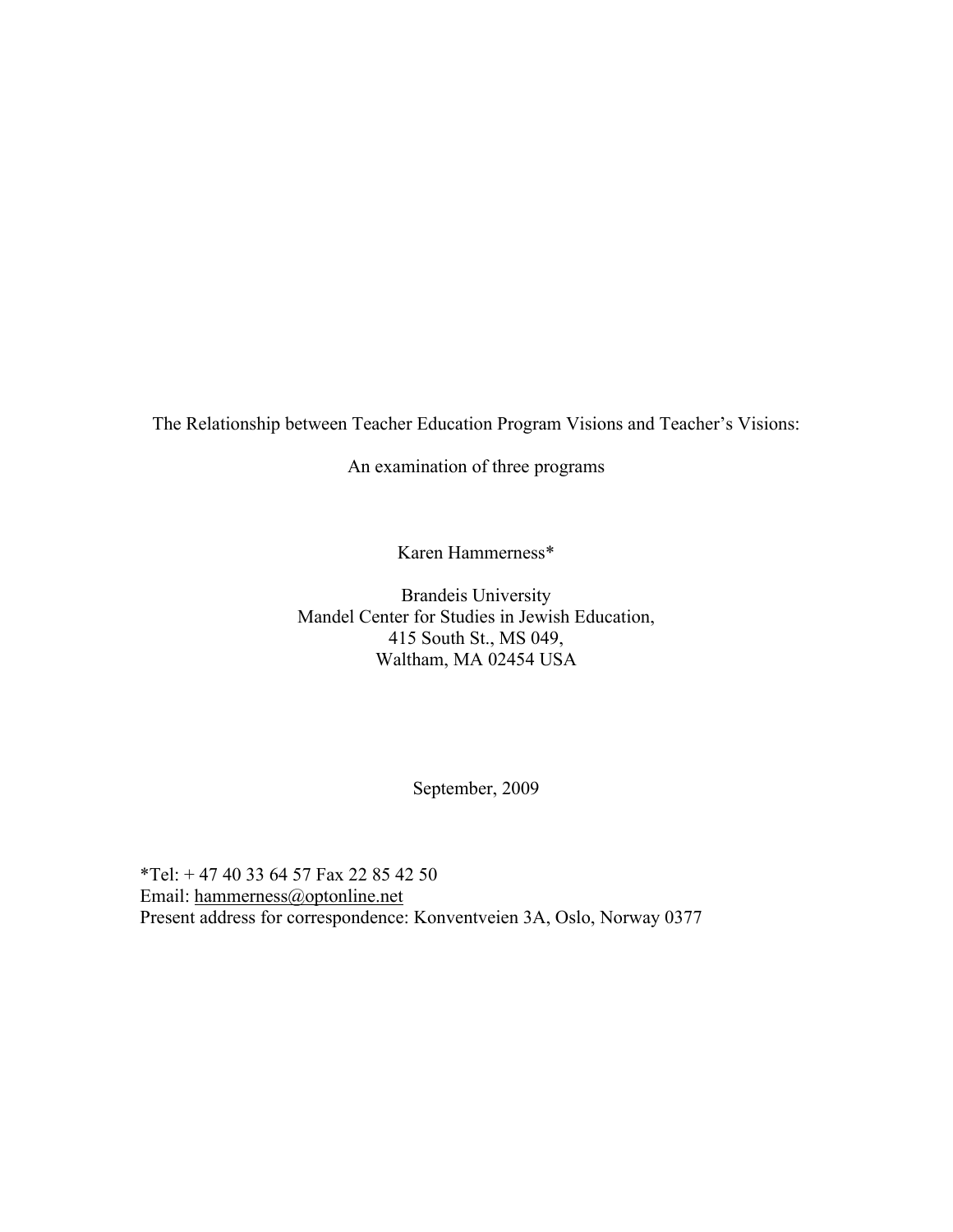# The Relationship between Teacher Education Program Visions and Teacher's Visions:

## An examination of three programs

Karen Hammerness*

Brandeis University
Mandel Center for Studies in Jewish Education,
415 South St., MS 049,
Waltham, MA 02454 USA

September, 2009

*Tel: + 47 40 33 64 57 Fax 22 85 42 50
Email: hammerness@optonline.net
Present address for correspondence: Konventveien 3A, Oslo, Norway 0377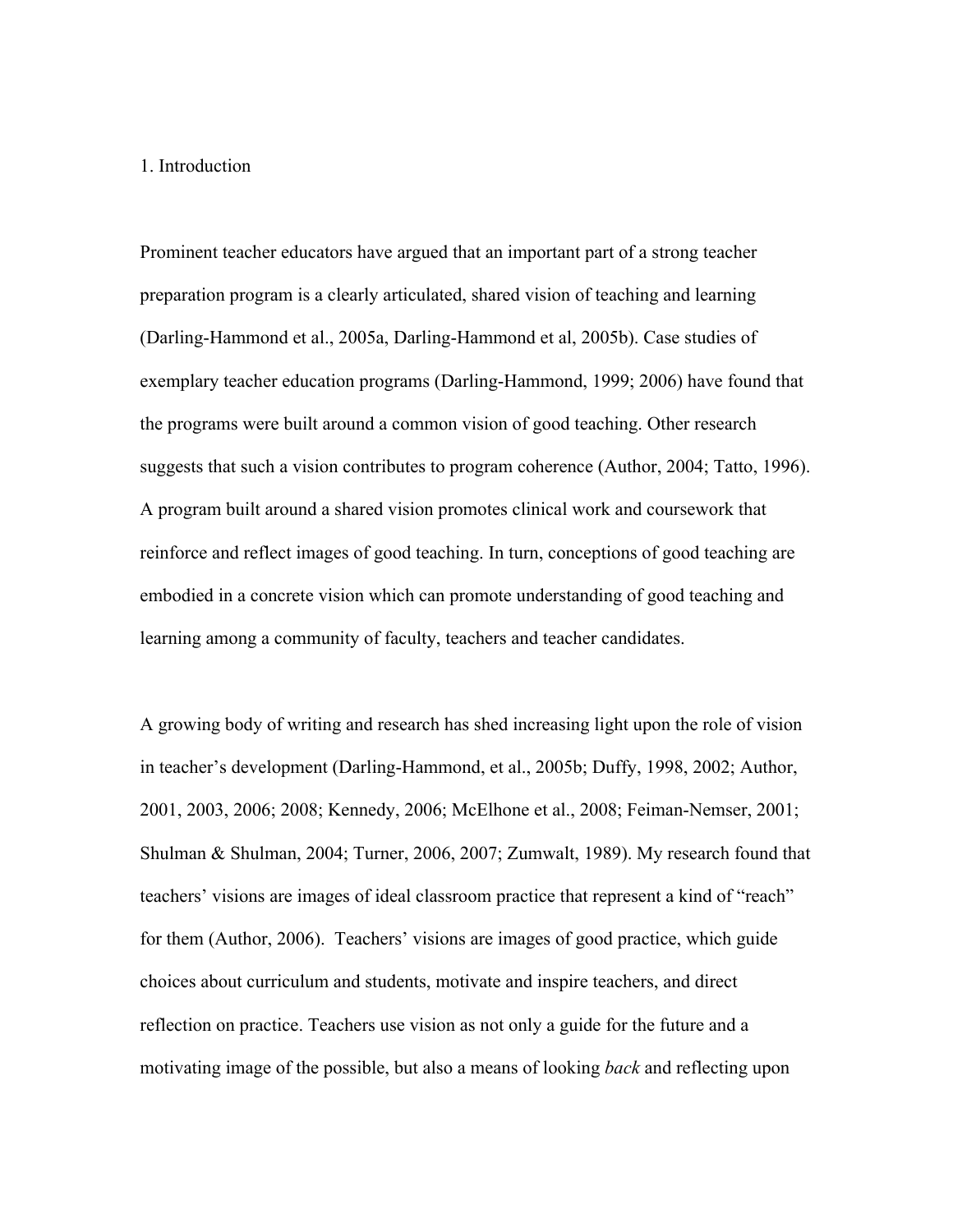# 1. Introduction

Prominent teacher educators have argued that an important part of a strong teacher preparation program is a clearly articulated, shared vision of teaching and learning (Darling-Hammond et al., 2005a, Darling-Hammond et al, 2005b). Case studies of exemplary teacher education programs (Darling-Hammond, 1999; 2006) have found that the programs were built around a common vision of good teaching. Other research suggests that such a vision contributes to program coherence (Author, 2004; Tatto, 1996). A program built around a shared vision promotes clinical work and coursework that reinforce and reflect images of good teaching. In turn, conceptions of good teaching are embodied in a concrete vision which can promote understanding of good teaching and learning among a community of faculty, teachers and teacher candidates.

A growing body of writing and research has shed increasing light upon the role of vision in teacher's development (Darling-Hammond, et al., 2005b; Duffy, 1998, 2002; Author, 2001, 2003, 2006; 2008; Kennedy, 2006; McElhone et al., 2008; Feiman-Nemser, 2001; Shulman & Shulman, 2004; Turner, 2006, 2007; Zumwalt, 1989). My research found that teachers' visions are images of ideal classroom practice that represent a kind of "reach" for them (Author, 2006). Teachers' visions are images of good practice, which guide choices about curriculum and students, motivate and inspire teachers, and direct reflection on practice. Teachers use vision as not only a guide for the future and a motivating image of the possible, but also a means of looking *back* and reflecting upon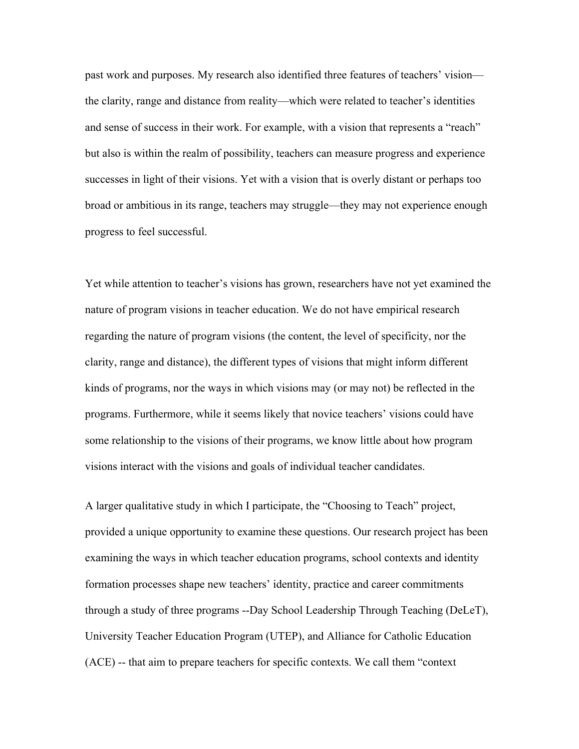past work and purposes. My research also identified three features of teachers' vision—the clarity, range and distance from reality—which were related to teacher's identities and sense of success in their work. For example, with a vision that represents a "reach" but also is within the realm of possibility, teachers can measure progress and experience successes in light of their visions. Yet with a vision that is overly distant or perhaps too broad or ambitious in its range, teachers may struggle—they may not experience enough progress to feel successful.

Yet while attention to teacher's visions has grown, researchers have not yet examined the nature of program visions in teacher education. We do not have empirical research regarding the nature of program visions (the content, the level of specificity, nor the clarity, range and distance), the different types of visions that might inform different kinds of programs, nor the ways in which visions may (or may not) be reflected in the programs. Furthermore, while it seems likely that novice teachers' visions could have some relationship to the visions of their programs, we know little about how program visions interact with the visions and goals of individual teacher candidates.

A larger qualitative study in which I participate, the "Choosing to Teach" project, provided a unique opportunity to examine these questions. Our research project has been examining the ways in which teacher education programs, school contexts and identity formation processes shape new teachers' identity, practice and career commitments through a study of three programs --Day School Leadership Through Teaching (DeLeT), University Teacher Education Program (UTEP), and Alliance for Catholic Education (ACE) -- that aim to prepare teachers for specific contexts. We call them "context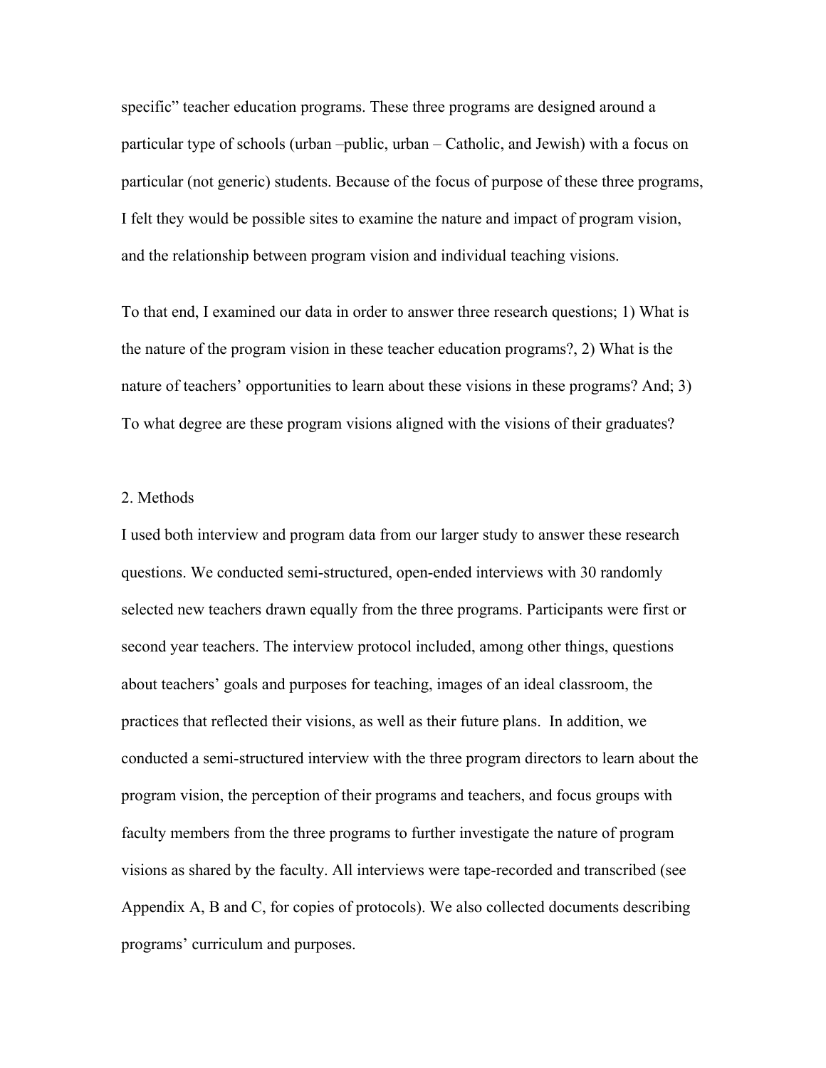specific" teacher education programs. These three programs are designed around a particular type of schools (urban –public, urban – Catholic, and Jewish) with a focus on particular (not generic) students. Because of the focus of purpose of these three programs, I felt they would be possible sites to examine the nature and impact of program vision, and the relationship between program vision and individual teaching visions.

To that end, I examined our data in order to answer three research questions; 1) What is the nature of the program vision in these teacher education programs?, 2) What is the nature of teachers' opportunities to learn about these visions in these programs? And; 3) To what degree are these program visions aligned with the visions of their graduates?

## 2. Methods

I used both interview and program data from our larger study to answer these research questions. We conducted semi-structured, open-ended interviews with 30 randomly selected new teachers drawn equally from the three programs. Participants were first or second year teachers. The interview protocol included, among other things, questions about teachers' goals and purposes for teaching, images of an ideal classroom, the practices that reflected their visions, as well as their future plans. In addition, we conducted a semi-structured interview with the three program directors to learn about the program vision, the perception of their programs and teachers, and focus groups with faculty members from the three programs to further investigate the nature of program visions as shared by the faculty. All interviews were tape-recorded and transcribed (see Appendix A, B and C, for copies of protocols). We also collected documents describing programs' curriculum and purposes.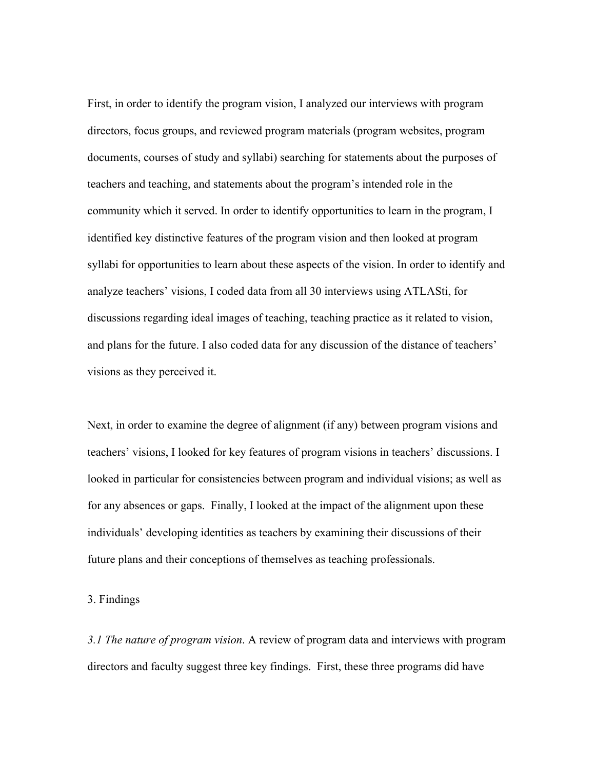First, in order to identify the program vision, I analyzed our interviews with program directors, focus groups, and reviewed program materials (program websites, program documents, courses of study and syllabi) searching for statements about the purposes of teachers and teaching, and statements about the program's intended role in the community which it served. In order to identify opportunities to learn in the program, I identified key distinctive features of the program vision and then looked at program syllabi for opportunities to learn about these aspects of the vision. In order to identify and analyze teachers' visions, I coded data from all 30 interviews using ATLASti, for discussions regarding ideal images of teaching, teaching practice as it related to vision, and plans for the future. I also coded data for any discussion of the distance of teachers' visions as they perceived it.

Next, in order to examine the degree of alignment (if any) between program visions and teachers' visions, I looked for key features of program visions in teachers' discussions. I looked in particular for consistencies between program and individual visions; as well as for any absences or gaps. Finally, I looked at the impact of the alignment upon these individuals' developing identities as teachers by examining their discussions of their future plans and their conceptions of themselves as teaching professionals.

## 3. Findings

*3.1 The nature of program vision*. A review of program data and interviews with program directors and faculty suggest three key findings. First, these three programs did have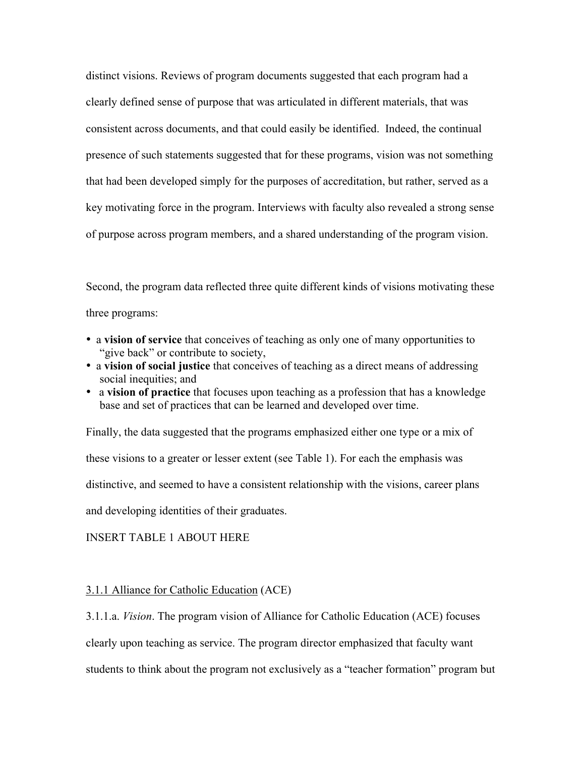distinct visions. Reviews of program documents suggested that each program had a clearly defined sense of purpose that was articulated in different materials, that was consistent across documents, and that could easily be identified. Indeed, the continual presence of such statements suggested that for these programs, vision was not something that had been developed simply for the purposes of accreditation, but rather, served as a key motivating force in the program. Interviews with faculty also revealed a strong sense of purpose across program members, and a shared understanding of the program vision.

Second, the program data reflected three quite different kinds of visions motivating these three programs:

- a **vision of service** that conceives of teaching as only one of many opportunities to "give back" or contribute to society,
- a **vision of social justice** that conceives of teaching as a direct means of addressing social inequities; and
- a **vision of practice** that focuses upon teaching as a profession that has a knowledge base and set of practices that can be learned and developed over time.

Finally, the data suggested that the programs emphasized either one type or a mix of these visions to a greater or lesser extent (see Table 1). For each the emphasis was distinctive, and seemed to have a consistent relationship with the visions, career plans and developing identities of their graduates.

INSERT TABLE 1 ABOUT HERE

3.1.1 Alliance for Catholic Education (ACE)

3.1.1.a. *Vision*. The program vision of Alliance for Catholic Education (ACE) focuses clearly upon teaching as service. The program director emphasized that faculty want students to think about the program not exclusively as a "teacher formation" program but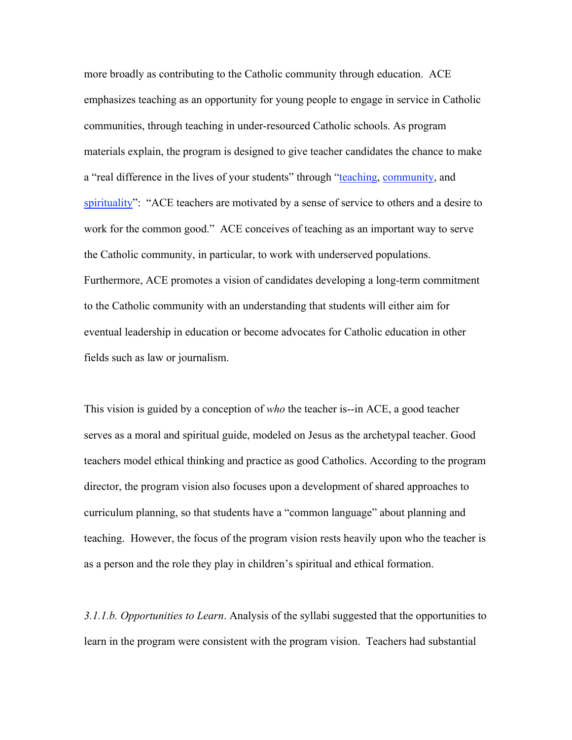more broadly as contributing to the Catholic community through education. ACE emphasizes teaching as an opportunity for young people to engage in service in Catholic communities, through teaching in under-resourced Catholic schools. As program materials explain, the program is designed to give teacher candidates the chance to make a "real difference in the lives of your students" through "teaching, community, and spirituality": "ACE teachers are motivated by a sense of service to others and a desire to work for the common good." ACE conceives of teaching as an important way to serve the Catholic community, in particular, to work with underserved populations. Furthermore, ACE promotes a vision of candidates developing a long-term commitment to the Catholic community with an understanding that students will either aim for eventual leadership in education or become advocates for Catholic education in other fields such as law or journalism.

This vision is guided by a conception of *who* the teacher is--in ACE, a good teacher serves as a moral and spiritual guide, modeled on Jesus as the archetypal teacher. Good teachers model ethical thinking and practice as good Catholics. According to the program director, the program vision also focuses upon a development of shared approaches to curriculum planning, so that students have a "common language" about planning and teaching. However, the focus of the program vision rests heavily upon who the teacher is as a person and the role they play in children's spiritual and ethical formation.

*3.1.1.b. Opportunities to Learn*. Analysis of the syllabi suggested that the opportunities to learn in the program were consistent with the program vision. Teachers had substantial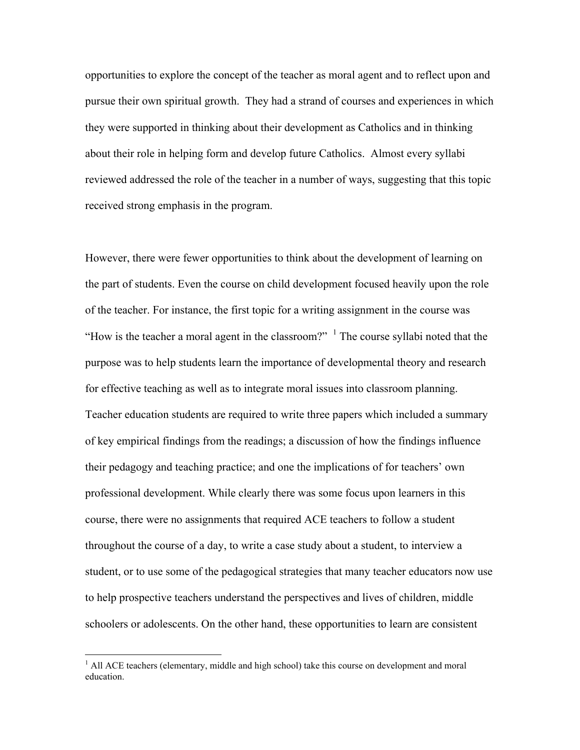opportunities to explore the concept of the teacher as moral agent and to reflect upon and pursue their own spiritual growth. They had a strand of courses and experiences in which they were supported in thinking about their development as Catholics and in thinking about their role in helping form and develop future Catholics. Almost every syllabi reviewed addressed the role of the teacher in a number of ways, suggesting that this topic received strong emphasis in the program.

However, there were fewer opportunities to think about the development of learning on the part of students. Even the course on child development focused heavily upon the role of the teacher. For instance, the first topic for a writing assignment in the course was "How is the teacher a moral agent in the classroom?" [1] The course syllabi noted that the purpose was to help students learn the importance of developmental theory and research for effective teaching as well as to integrate moral issues into classroom planning. Teacher education students are required to write three papers which included a summary of key empirical findings from the readings; a discussion of how the findings influence their pedagogy and teaching practice; and one the implications of for teachers' own professional development. While clearly there was some focus upon learners in this course, there were no assignments that required ACE teachers to follow a student throughout the course of a day, to write a case study about a student, to interview a student, or to use some of the pedagogical strategies that many teacher educators now use to help prospective teachers understand the perspectives and lives of children, middle schoolers or adolescents. On the other hand, these opportunities to learn are consistent

[1] All ACE teachers (elementary, middle and high school) take this course on development and moral education.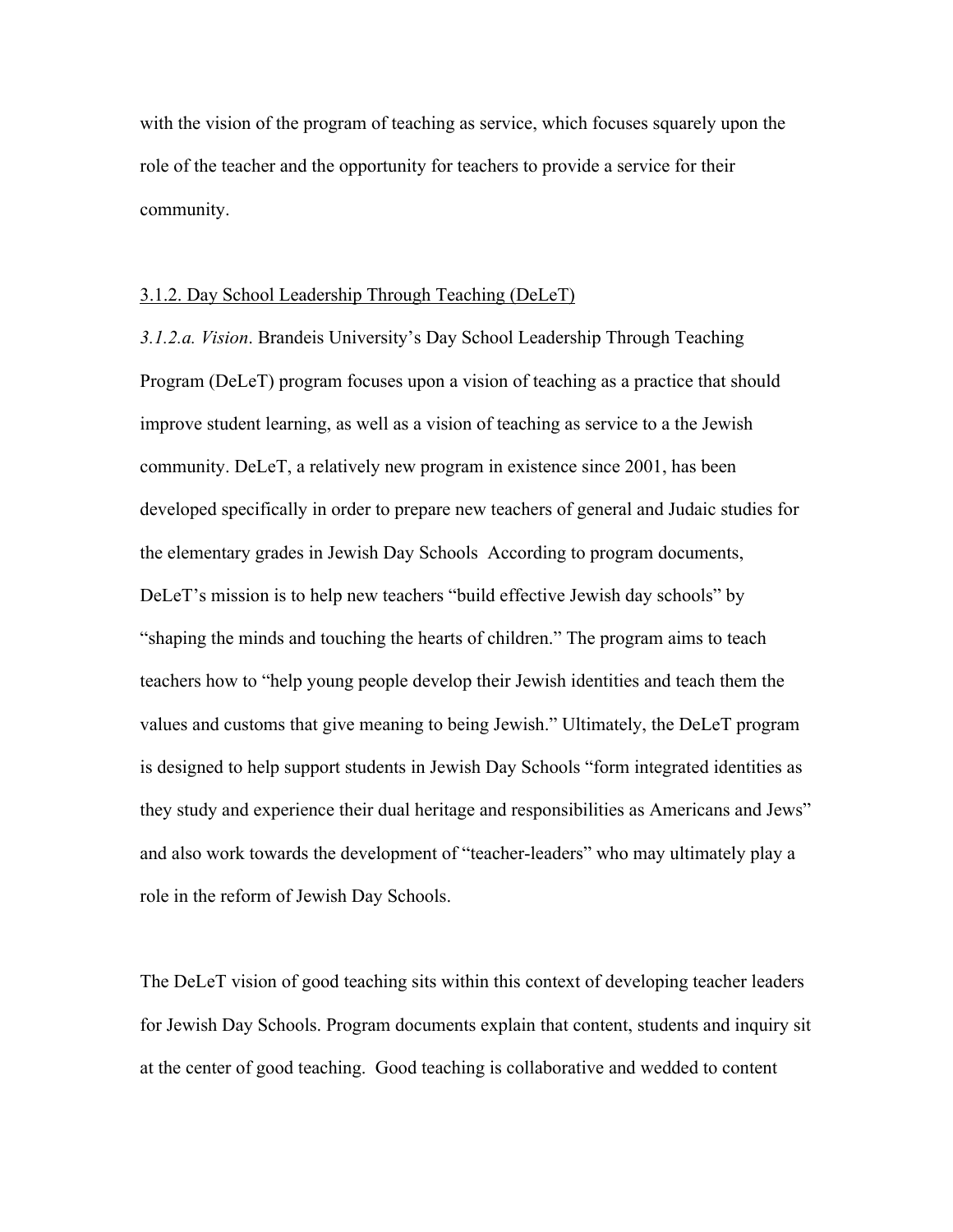with the vision of the program of teaching as service, which focuses squarely upon the role of the teacher and the opportunity for teachers to provide a service for their community.

<u>3.1.2. Day School Leadership Through Teaching (DeLeT)</u>

*3.1.2.a. Vision*. Brandeis University's Day School Leadership Through Teaching Program (DeLeT) program focuses upon a vision of teaching as a practice that should improve student learning, as well as a vision of teaching as service to a the Jewish community. DeLeT, a relatively new program in existence since 2001, has been developed specifically in order to prepare new teachers of general and Judaic studies for the elementary grades in Jewish Day Schools  According to program documents, DeLeT's mission is to help new teachers "build effective Jewish day schools" by "shaping the minds and touching the hearts of children." The program aims to teach teachers how to "help young people develop their Jewish identities and teach them the values and customs that give meaning to being Jewish." Ultimately, the DeLeT program is designed to help support students in Jewish Day Schools "form integrated identities as they study and experience their dual heritage and responsibilities as Americans and Jews" and also work towards the development of "teacher-leaders" who may ultimately play a role in the reform of Jewish Day Schools.

The DeLeT vision of good teaching sits within this context of developing teacher leaders for Jewish Day Schools. Program documents explain that content, students and inquiry sit at the center of good teaching.  Good teaching is collaborative and wedded to content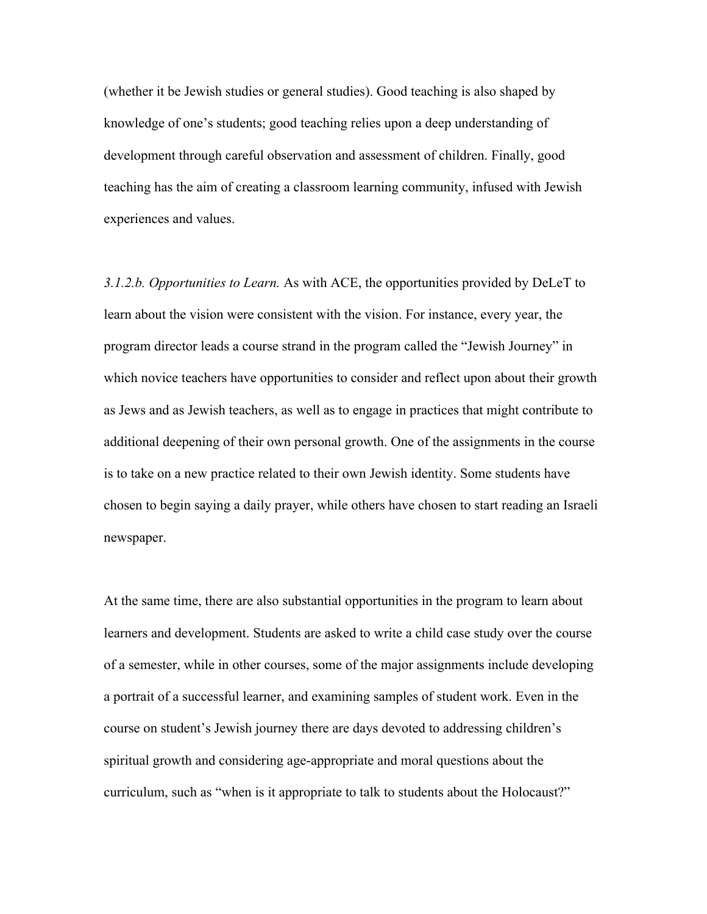(whether it be Jewish studies or general studies). Good teaching is also shaped by knowledge of one's students; good teaching relies upon a deep understanding of development through careful observation and assessment of children. Finally, good teaching has the aim of creating a classroom learning community, infused with Jewish experiences and values.

*3.1.2.b. Opportunities to Learn.* As with ACE, the opportunities provided by DeLeT to learn about the vision were consistent with the vision. For instance, every year, the program director leads a course strand in the program called the "Jewish Journey" in which novice teachers have opportunities to consider and reflect upon about their growth as Jews and as Jewish teachers, as well as to engage in practices that might contribute to additional deepening of their own personal growth. One of the assignments in the course is to take on a new practice related to their own Jewish identity. Some students have chosen to begin saying a daily prayer, while others have chosen to start reading an Israeli newspaper.

At the same time, there are also substantial opportunities in the program to learn about learners and development. Students are asked to write a child case study over the course of a semester, while in other courses, some of the major assignments include developing a portrait of a successful learner, and examining samples of student work. Even in the course on student's Jewish journey there are days devoted to addressing children's spiritual growth and considering age-appropriate and moral questions about the curriculum, such as "when is it appropriate to talk to students about the Holocaust?"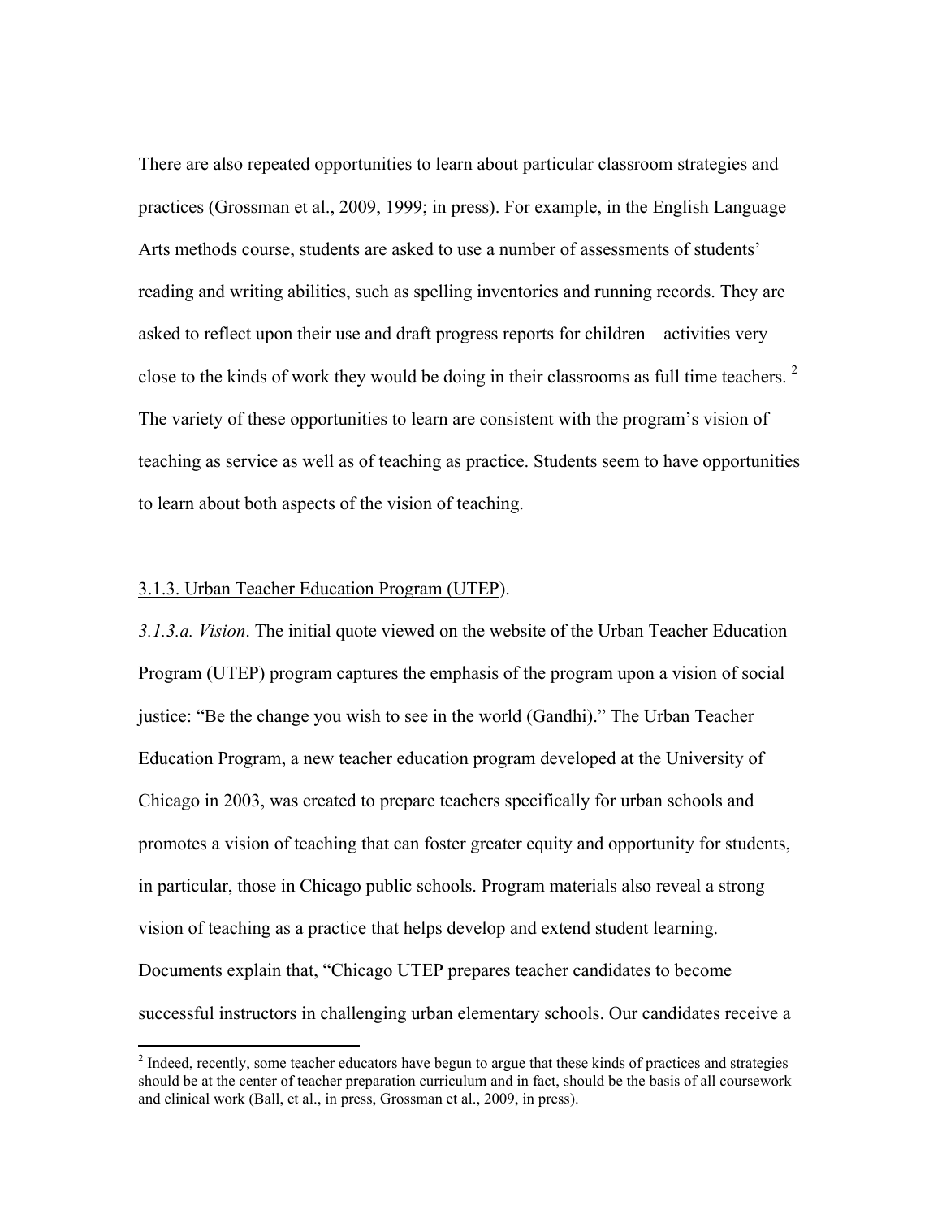There are also repeated opportunities to learn about particular classroom strategies and practices (Grossman et al., 2009, 1999; in press). For example, in the English Language Arts methods course, students are asked to use a number of assessments of students' reading and writing abilities, such as spelling inventories and running records. They are asked to reflect upon their use and draft progress reports for children—activities very close to the kinds of work they would be doing in their classrooms as full time teachers. [2] The variety of these opportunities to learn are consistent with the program's vision of teaching as service as well as of teaching as practice. Students seem to have opportunities to learn about both aspects of the vision of teaching.

3.1.3. Urban Teacher Education Program (UTEP).

*3.1.3.a. Vision*. The initial quote viewed on the website of the Urban Teacher Education Program (UTEP) program captures the emphasis of the program upon a vision of social justice: "Be the change you wish to see in the world (Gandhi)." The Urban Teacher Education Program, a new teacher education program developed at the University of Chicago in 2003, was created to prepare teachers specifically for urban schools and promotes a vision of teaching that can foster greater equity and opportunity for students, in particular, those in Chicago public schools. Program materials also reveal a strong vision of teaching as a practice that helps develop and extend student learning. Documents explain that, "Chicago UTEP prepares teacher candidates to become successful instructors in challenging urban elementary schools. Our candidates receive a

---

[2] Indeed, recently, some teacher educators have begun to argue that these kinds of practices and strategies should be at the center of teacher preparation curriculum and in fact, should be the basis of all coursework and clinical work (Ball, et al., in press, Grossman et al., 2009, in press).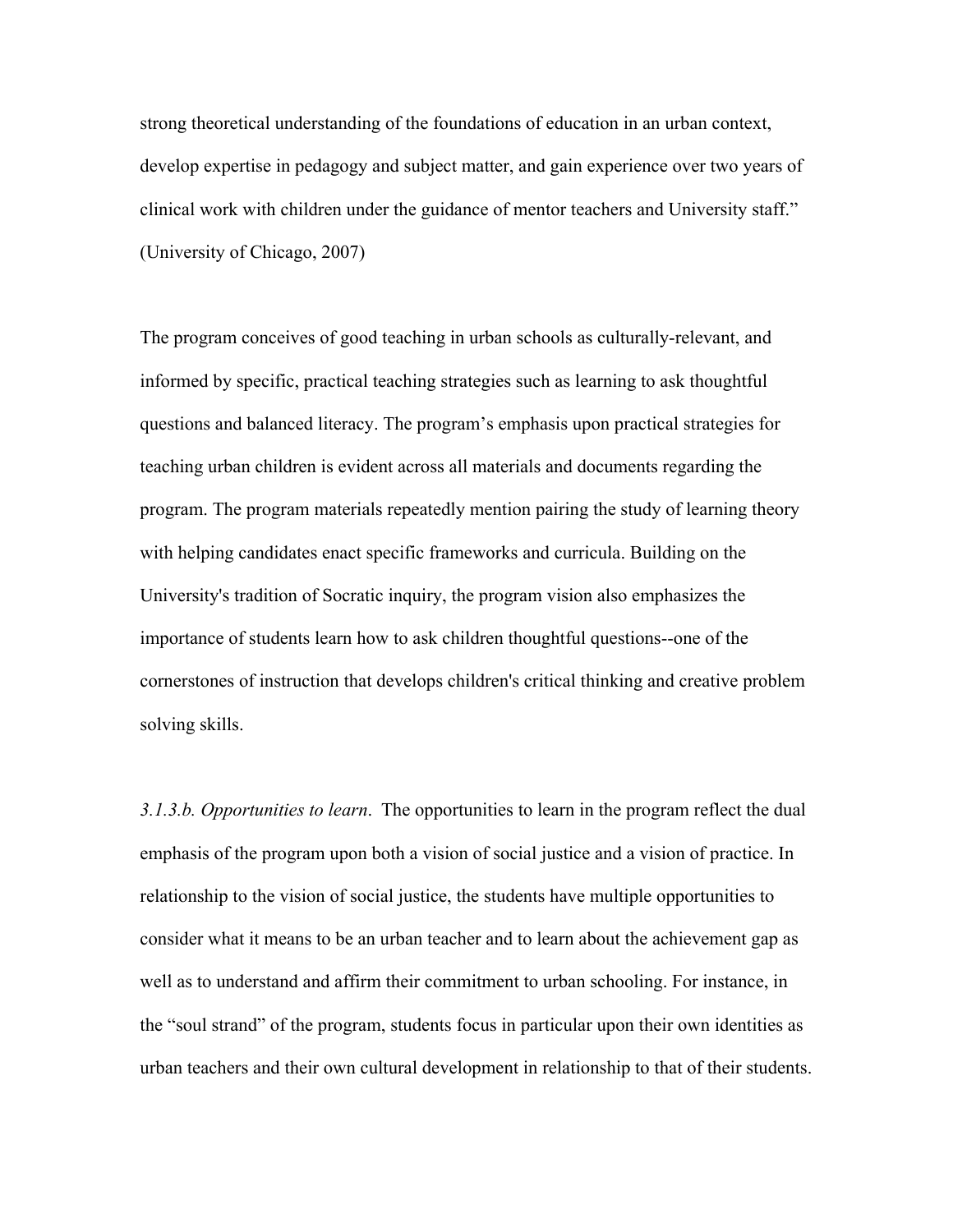strong theoretical understanding of the foundations of education in an urban context, develop expertise in pedagogy and subject matter, and gain experience over two years of clinical work with children under the guidance of mentor teachers and University staff." (University of Chicago, 2007)

The program conceives of good teaching in urban schools as culturally-relevant, and informed by specific, practical teaching strategies such as learning to ask thoughtful questions and balanced literacy. The program's emphasis upon practical strategies for teaching urban children is evident across all materials and documents regarding the program. The program materials repeatedly mention pairing the study of learning theory with helping candidates enact specific frameworks and curricula. Building on the University's tradition of Socratic inquiry, the program vision also emphasizes the importance of students learn how to ask children thoughtful questions--one of the cornerstones of instruction that develops children's critical thinking and creative problem solving skills.

*3.1.3.b. Opportunities to learn*. The opportunities to learn in the program reflect the dual emphasis of the program upon both a vision of social justice and a vision of practice. In relationship to the vision of social justice, the students have multiple opportunities to consider what it means to be an urban teacher and to learn about the achievement gap as well as to understand and affirm their commitment to urban schooling. For instance, in the "soul strand" of the program, students focus in particular upon their own identities as urban teachers and their own cultural development in relationship to that of their students.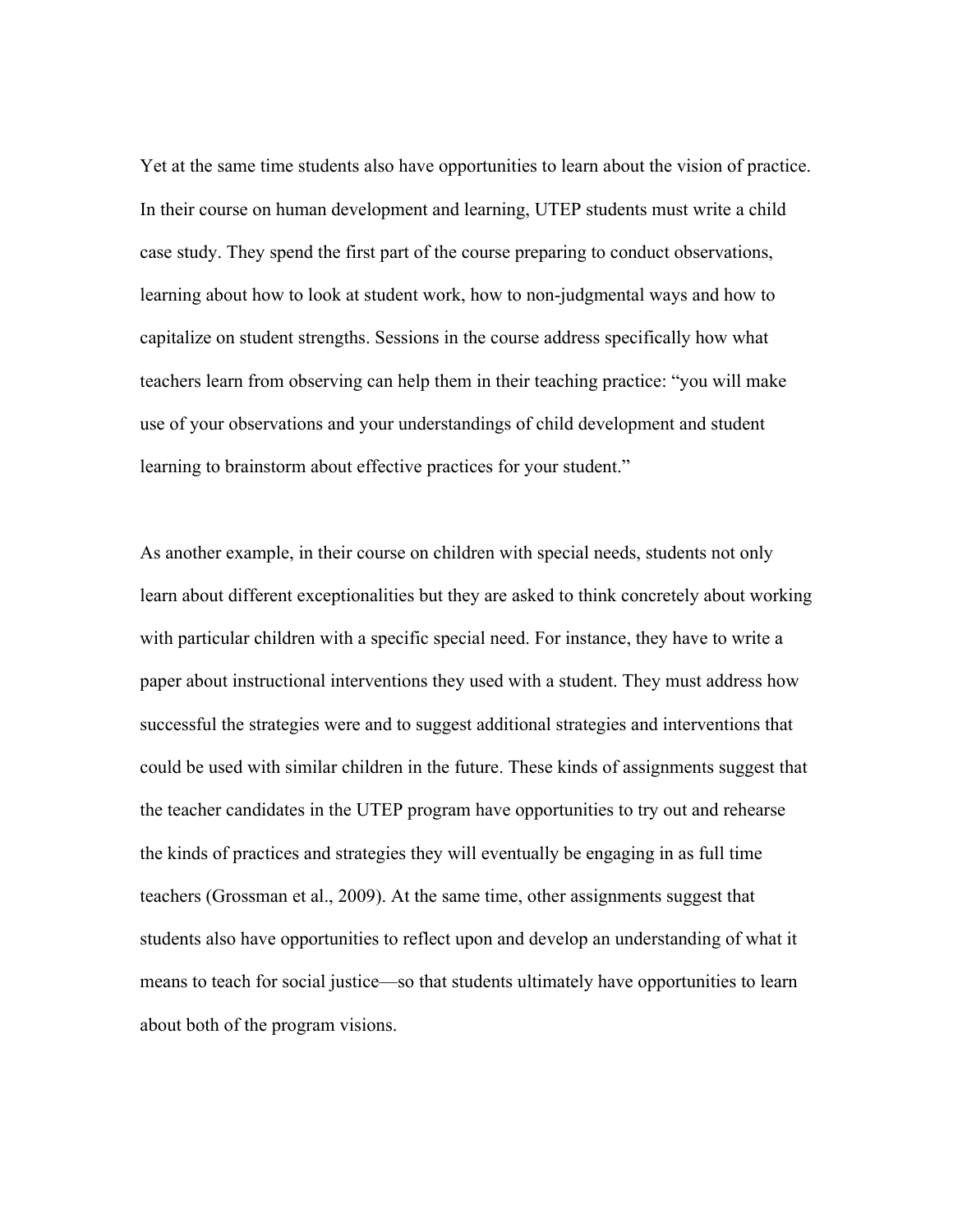Yet at the same time students also have opportunities to learn about the vision of practice. In their course on human development and learning, UTEP students must write a child case study. They spend the first part of the course preparing to conduct observations, learning about how to look at student work, how to non-judgmental ways and how to capitalize on student strengths. Sessions in the course address specifically how what teachers learn from observing can help them in their teaching practice: "you will make use of your observations and your understandings of child development and student learning to brainstorm about effective practices for your student."

As another example, in their course on children with special needs, students not only learn about different exceptionalities but they are asked to think concretely about working with particular children with a specific special need. For instance, they have to write a paper about instructional interventions they used with a student. They must address how successful the strategies were and to suggest additional strategies and interventions that could be used with similar children in the future. These kinds of assignments suggest that the teacher candidates in the UTEP program have opportunities to try out and rehearse the kinds of practices and strategies they will eventually be engaging in as full time teachers (Grossman et al., 2009). At the same time, other assignments suggest that students also have opportunities to reflect upon and develop an understanding of what it means to teach for social justice—so that students ultimately have opportunities to learn about both of the program visions.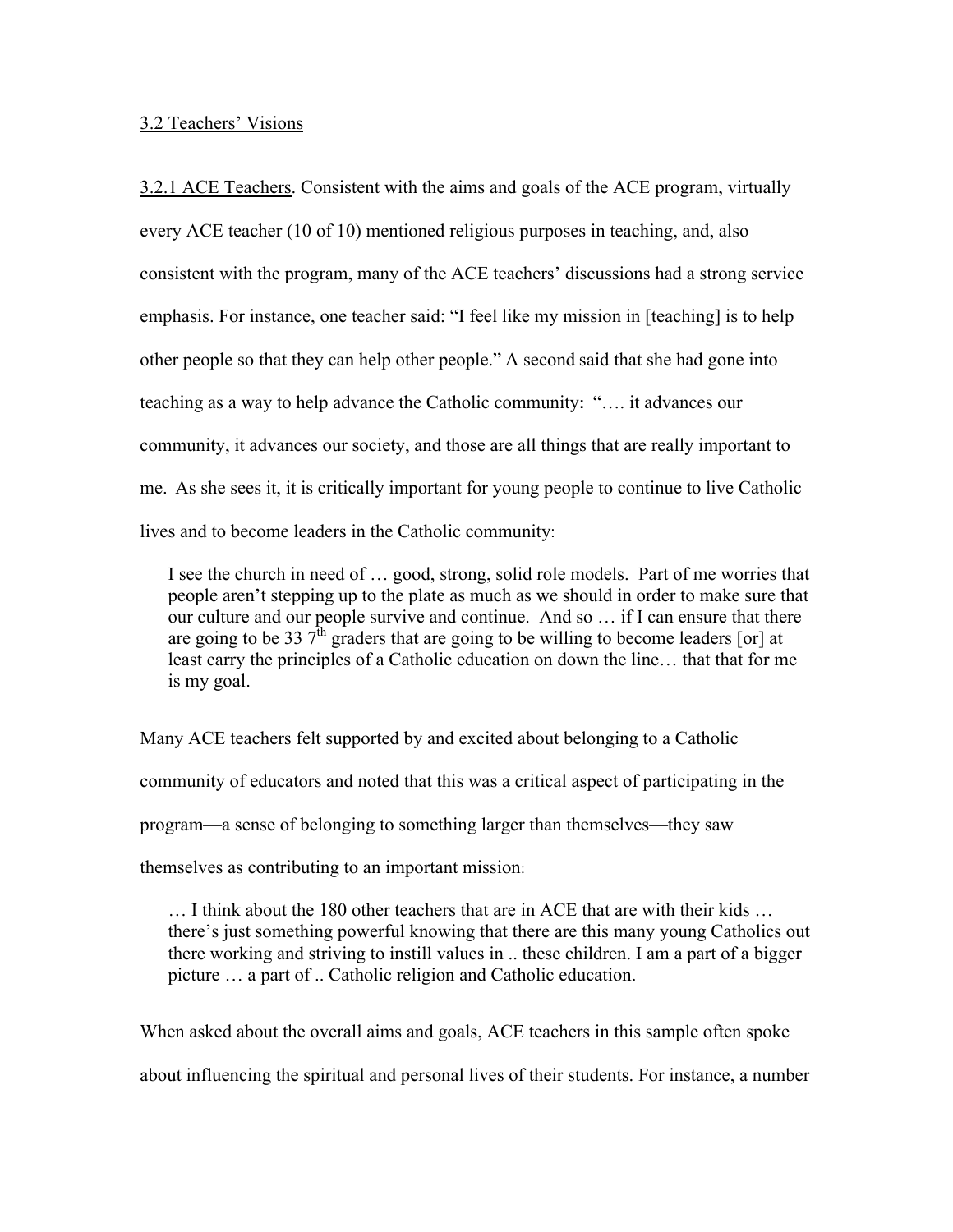## 3.2 Teachers' Visions

3.2.1 ACE Teachers. Consistent with the aims and goals of the ACE program, virtually every ACE teacher (10 of 10) mentioned religious purposes in teaching, and, also consistent with the program, many of the ACE teachers' discussions had a strong service emphasis. For instance, one teacher said: "I feel like my mission in [teaching] is to help other people so that they can help other people." A second said that she had gone into teaching as a way to help advance the Catholic community**:** "…. it advances our community, it advances our society, and those are all things that are really important to me. As she sees it, it is critically important for young people to continue to live Catholic lives and to become leaders in the Catholic community:

> I see the church in need of … good, strong, solid role models. Part of me worries that people aren't stepping up to the plate as much as we should in order to make sure that our culture and our people survive and continue. And so … if I can ensure that there are going to be 33 $7^{th}$ graders that are going to be willing to become leaders [or] at least carry the principles of a Catholic education on down the line… that that for me is my goal.

Many ACE teachers felt supported by and excited about belonging to a Catholic community of educators and noted that this was a critical aspect of participating in the program—a sense of belonging to something larger than themselves—they saw themselves as contributing to an important mission:

> … I think about the 180 other teachers that are in ACE that are with their kids … there's just something powerful knowing that there are this many young Catholics out there working and striving to instill values in .. these children. I am a part of a bigger picture … a part of .. Catholic religion and Catholic education.

When asked about the overall aims and goals, ACE teachers in this sample often spoke about influencing the spiritual and personal lives of their students. For instance, a number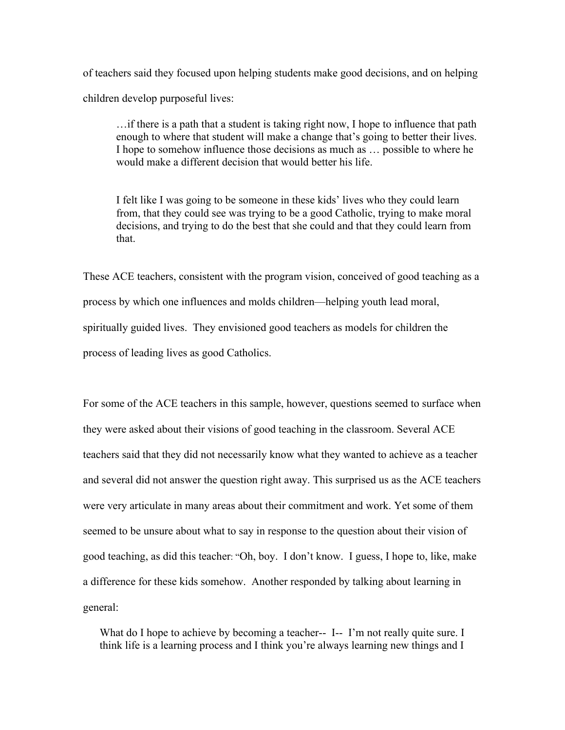of teachers said they focused upon helping students make good decisions, and on helping children develop purposeful lives:

> …if there is a path that a student is taking right now, I hope to influence that path enough to where that student will make a change that's going to better their lives. I hope to somehow influence those decisions as much as … possible to where he would make a different decision that would better his life.
>
> I felt like I was going to be someone in these kids' lives who they could learn from, that they could see was trying to be a good Catholic, trying to make moral decisions, and trying to do the best that she could and that they could learn from that.

These ACE teachers, consistent with the program vision, conceived of good teaching as a process by which one influences and molds children—helping youth lead moral, spiritually guided lives. They envisioned good teachers as models for children the process of leading lives as good Catholics.

For some of the ACE teachers in this sample, however, questions seemed to surface when they were asked about their visions of good teaching in the classroom. Several ACE teachers said that they did not necessarily know what they wanted to achieve as a teacher and several did not answer the question right away. This surprised us as the ACE teachers were very articulate in many areas about their commitment and work. Yet some of them seemed to be unsure about what to say in response to the question about their vision of good teaching, as did this teacher: "Oh, boy. I don't know. I guess, I hope to, like, make a difference for these kids somehow. Another responded by talking about learning in general:

> What do I hope to achieve by becoming a teacher-- I-- I'm not really quite sure. I think life is a learning process and I think you're always learning new things and I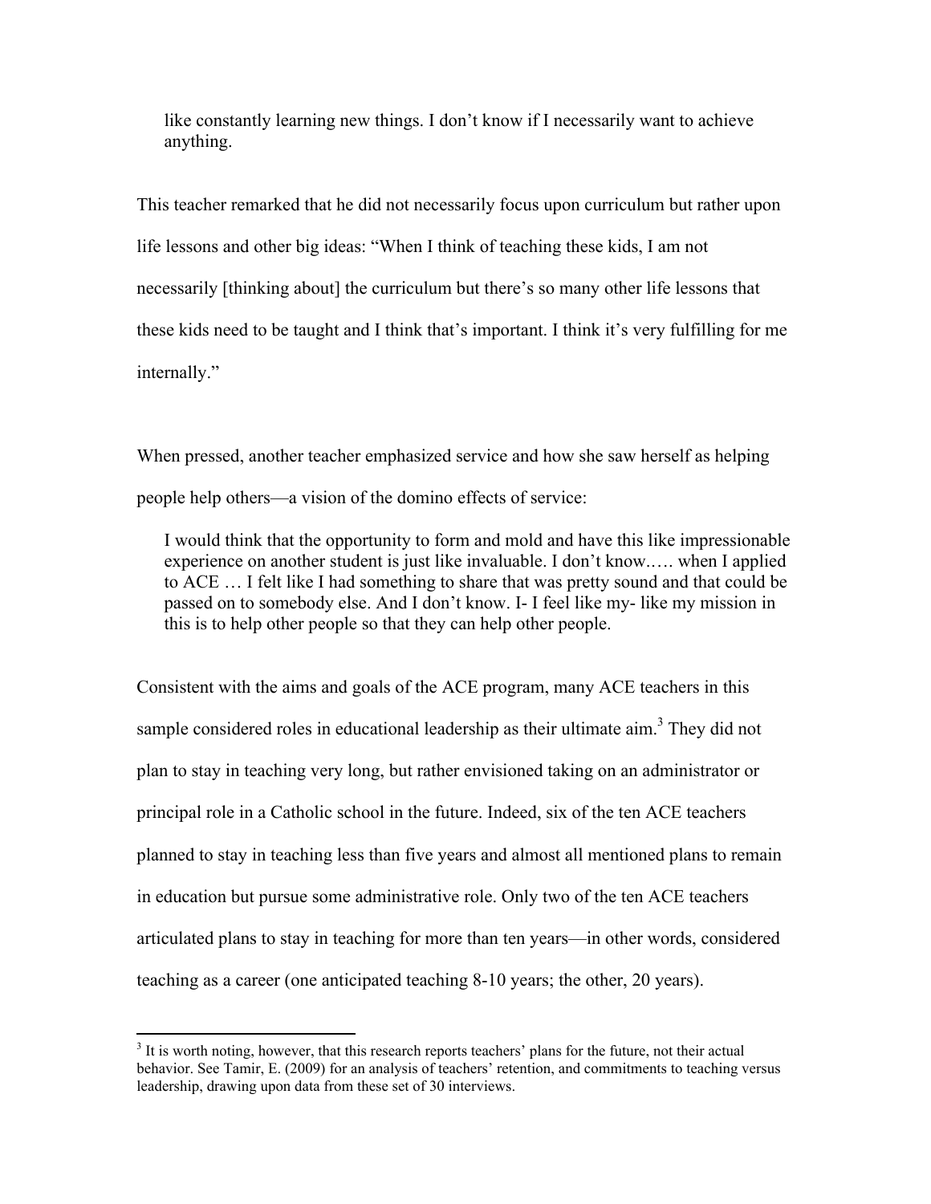> like constantly learning new things. I don't know if I necessarily want to achieve anything.

This teacher remarked that he did not necessarily focus upon curriculum but rather upon life lessons and other big ideas: "When I think of teaching these kids, I am not necessarily [thinking about] the curriculum but there's so many other life lessons that these kids need to be taught and I think that's important. I think it's very fulfilling for me internally."

When pressed, another teacher emphasized service and how she saw herself as helping people help others—a vision of the domino effects of service:

> I would think that the opportunity to form and mold and have this like impressionable experience on another student is just like invaluable. I don't know.…. when I applied to ACE … I felt like I had something to share that was pretty sound and that could be passed on to somebody else. And I don't know. I- I feel like my- like my mission in this is to help other people so that they can help other people.

Consistent with the aims and goals of the ACE program, many ACE teachers in this sample considered roles in educational leadership as their ultimate aim.[3] They did not plan to stay in teaching very long, but rather envisioned taking on an administrator or principal role in a Catholic school in the future. Indeed, six of the ten ACE teachers planned to stay in teaching less than five years and almost all mentioned plans to remain in education but pursue some administrative role. Only two of the ten ACE teachers articulated plans to stay in teaching for more than ten years—in other words, considered teaching as a career (one anticipated teaching 8-10 years; the other, 20 years).

[3] It is worth noting, however, that this research reports teachers' plans for the future, not their actual behavior. See Tamir, E. (2009) for an analysis of teachers' retention, and commitments to teaching versus leadership, drawing upon data from these set of 30 interviews.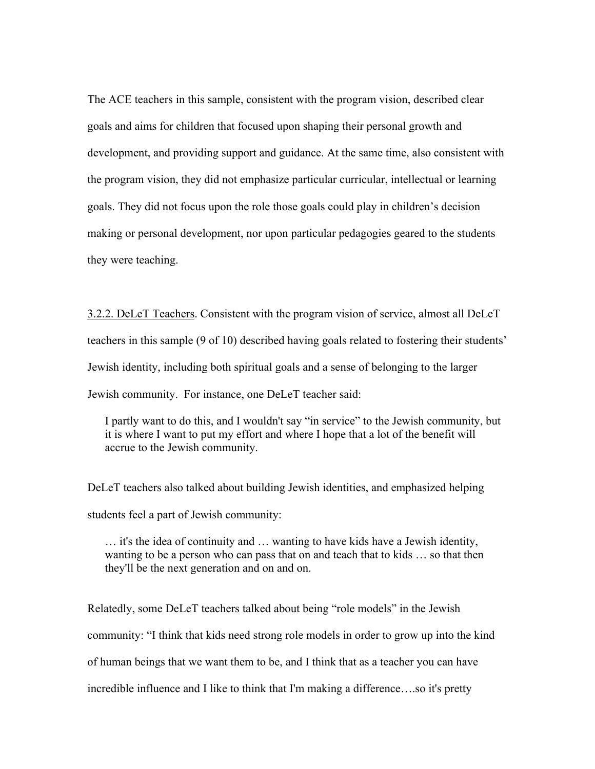The ACE teachers in this sample, consistent with the program vision, described clear goals and aims for children that focused upon shaping their personal growth and development, and providing support and guidance. At the same time, also consistent with the program vision, they did not emphasize particular curricular, intellectual or learning goals. They did not focus upon the role those goals could play in children's decision making or personal development, nor upon particular pedagogies geared to the students they were teaching.

3.2.2. DeLeT Teachers. Consistent with the program vision of service, almost all DeLeT teachers in this sample (9 of 10) described having goals related to fostering their students' Jewish identity, including both spiritual goals and a sense of belonging to the larger Jewish community. For instance, one DeLeT teacher said:

> I partly want to do this, and I wouldn't say "in service" to the Jewish community, but it is where I want to put my effort and where I hope that a lot of the benefit will accrue to the Jewish community.

DeLeT teachers also talked about building Jewish identities, and emphasized helping students feel a part of Jewish community:

> … it's the idea of continuity and … wanting to have kids have a Jewish identity, wanting to be a person who can pass that on and teach that to kids … so that then they'll be the next generation and on and on.

Relatedly, some DeLeT teachers talked about being "role models" in the Jewish community: "I think that kids need strong role models in order to grow up into the kind of human beings that we want them to be, and I think that as a teacher you can have incredible influence and I like to think that I'm making a difference….so it's pretty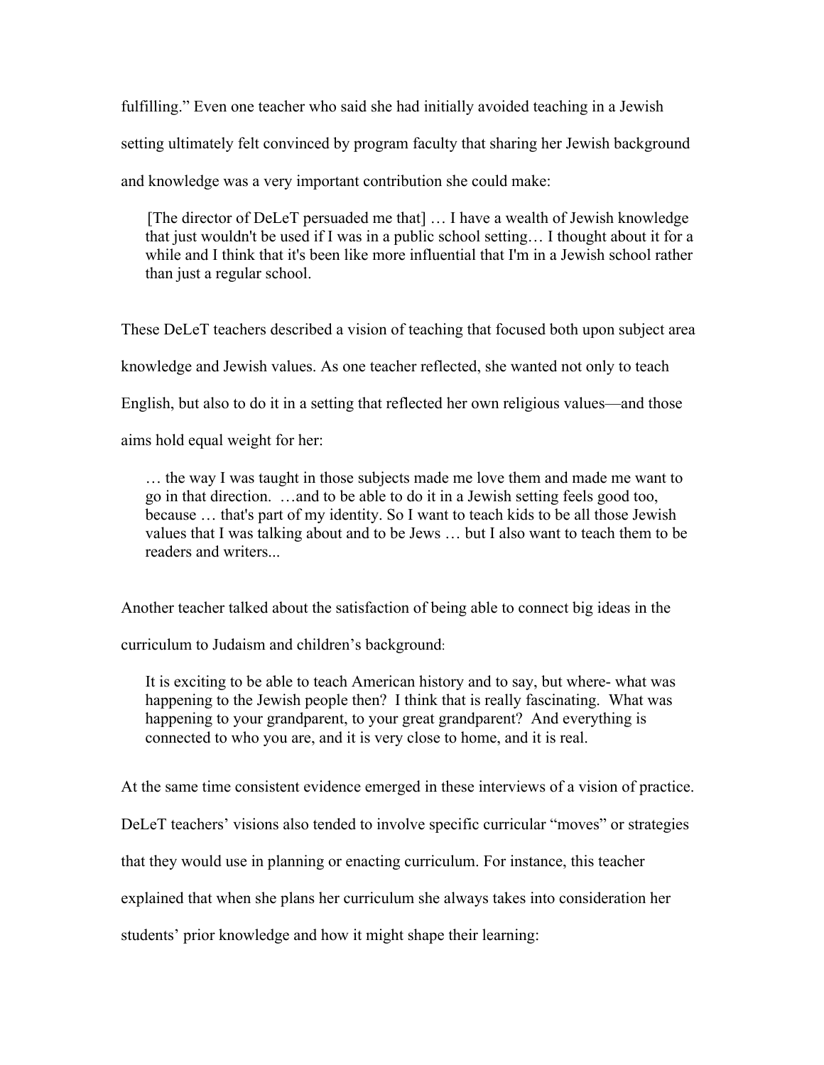fulfilling." Even one teacher who said she had initially avoided teaching in a Jewish setting ultimately felt convinced by program faculty that sharing her Jewish background and knowledge was a very important contribution she could make:

> [The director of DeLeT persuaded me that] … I have a wealth of Jewish knowledge that just wouldn't be used if I was in a public school setting… I thought about it for a while and I think that it's been like more influential that I'm in a Jewish school rather than just a regular school.

These DeLeT teachers described a vision of teaching that focused both upon subject area knowledge and Jewish values. As one teacher reflected, she wanted not only to teach English, but also to do it in a setting that reflected her own religious values—and those aims hold equal weight for her:

> … the way I was taught in those subjects made me love them and made me want to go in that direction. …and to be able to do it in a Jewish setting feels good too, because … that's part of my identity. So I want to teach kids to be all those Jewish values that I was talking about and to be Jews … but I also want to teach them to be readers and writers...

Another teacher talked about the satisfaction of being able to connect big ideas in the curriculum to Judaism and children's background:

> It is exciting to be able to teach American history and to say, but where- what was happening to the Jewish people then? I think that is really fascinating. What was happening to your grandparent, to your great grandparent? And everything is connected to who you are, and it is very close to home, and it is real.

At the same time consistent evidence emerged in these interviews of a vision of practice. DeLeT teachers' visions also tended to involve specific curricular "moves" or strategies that they would use in planning or enacting curriculum. For instance, this teacher explained that when she plans her curriculum she always takes into consideration her students' prior knowledge and how it might shape their learning: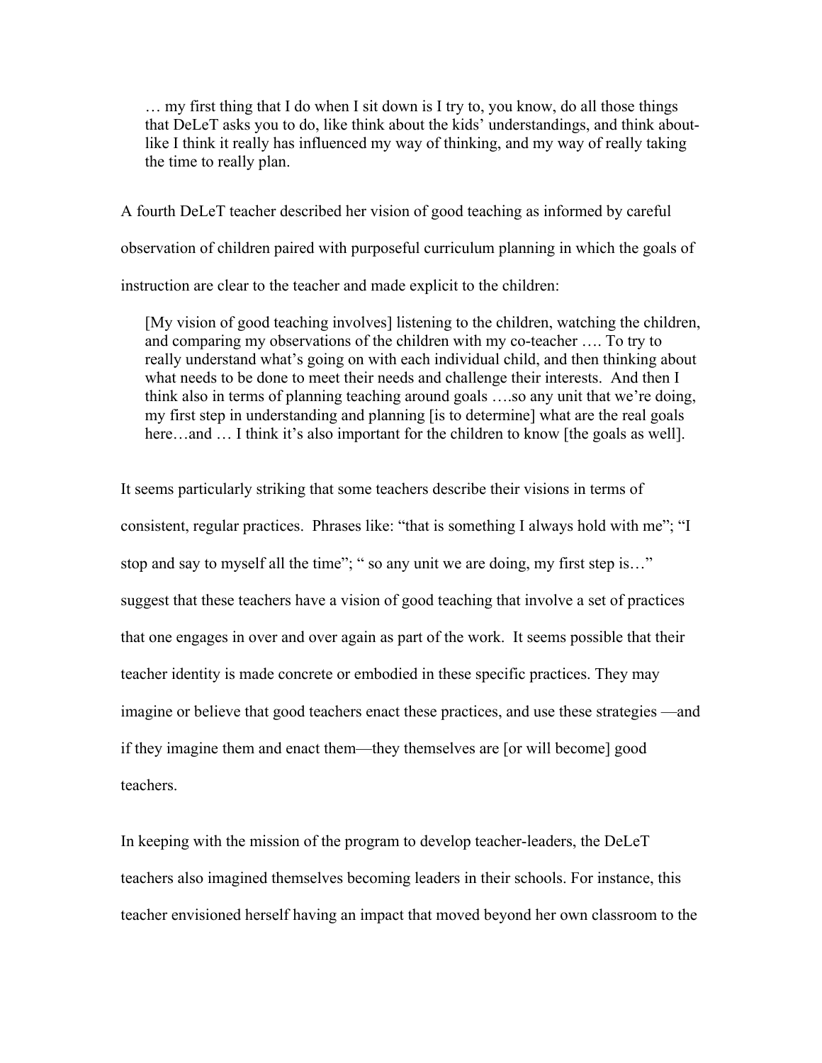> … my first thing that I do when I sit down is I try to, you know, do all those things that DeLeT asks you to do, like think about the kids' understandings, and think about- like I think it really has influenced my way of thinking, and my way of really taking the time to really plan.

A fourth DeLeT teacher described her vision of good teaching as informed by careful observation of children paired with purposeful curriculum planning in which the goals of instruction are clear to the teacher and made explicit to the children:

> [My vision of good teaching involves] listening to the children, watching the children, and comparing my observations of the children with my co-teacher …. To try to really understand what's going on with each individual child, and then thinking about what needs to be done to meet their needs and challenge their interests. And then I think also in terms of planning teaching around goals ….so any unit that we're doing, my first step in understanding and planning [is to determine] what are the real goals here…and … I think it's also important for the children to know [the goals as well].

It seems particularly striking that some teachers describe their visions in terms of consistent, regular practices. Phrases like: "that is something I always hold with me"; "I stop and say to myself all the time"; " so any unit we are doing, my first step is…" suggest that these teachers have a vision of good teaching that involve a set of practices that one engages in over and over again as part of the work. It seems possible that their teacher identity is made concrete or embodied in these specific practices. They may imagine or believe that good teachers enact these practices, and use these strategies —and if they imagine them and enact them—they themselves are [or will become] good teachers.

In keeping with the mission of the program to develop teacher-leaders, the DeLeT teachers also imagined themselves becoming leaders in their schools. For instance, this teacher envisioned herself having an impact that moved beyond her own classroom to the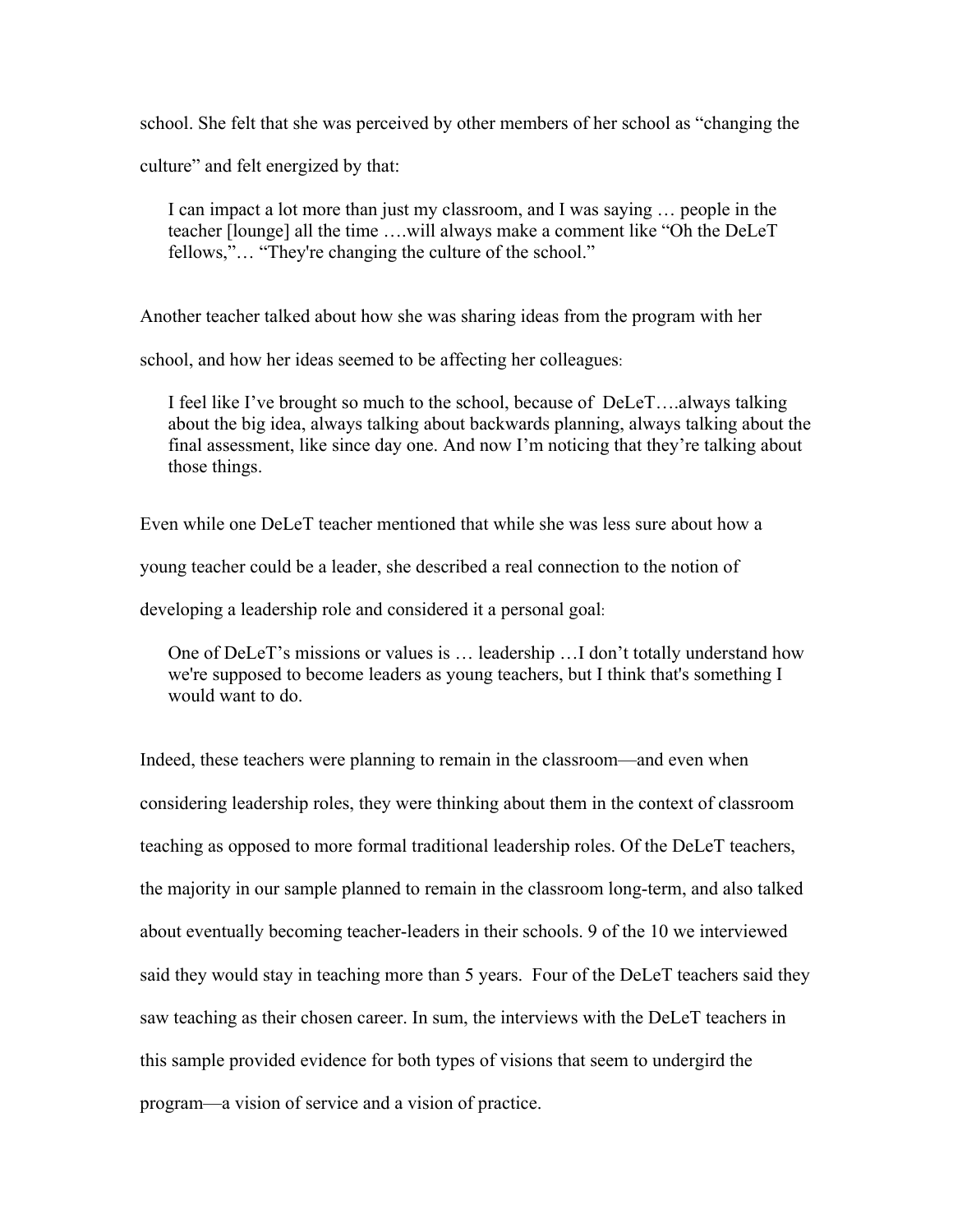school. She felt that she was perceived by other members of her school as "changing the culture" and felt energized by that:

> I can impact a lot more than just my classroom, and I was saying … people in the teacher [lounge] all the time ….will always make a comment like "Oh the DeLeT fellows,"… "They're changing the culture of the school."

Another teacher talked about how she was sharing ideas from the program with her school, and how her ideas seemed to be affecting her colleagues:

> I feel like I've brought so much to the school, because of DeLeT….always talking about the big idea, always talking about backwards planning, always talking about the final assessment, like since day one. And now I'm noticing that they're talking about those things.

Even while one DeLeT teacher mentioned that while she was less sure about how a young teacher could be a leader, she described a real connection to the notion of developing a leadership role and considered it a personal goal:

> One of DeLeT's missions or values is … leadership …I don't totally understand how we're supposed to become leaders as young teachers, but I think that's something I would want to do.

Indeed, these teachers were planning to remain in the classroom—and even when considering leadership roles, they were thinking about them in the context of classroom teaching as opposed to more formal traditional leadership roles. Of the DeLeT teachers, the majority in our sample planned to remain in the classroom long-term, and also talked about eventually becoming teacher-leaders in their schools. 9 of the 10 we interviewed said they would stay in teaching more than 5 years. Four of the DeLeT teachers said they saw teaching as their chosen career. In sum, the interviews with the DeLeT teachers in this sample provided evidence for both types of visions that seem to undergird the program—a vision of service and a vision of practice.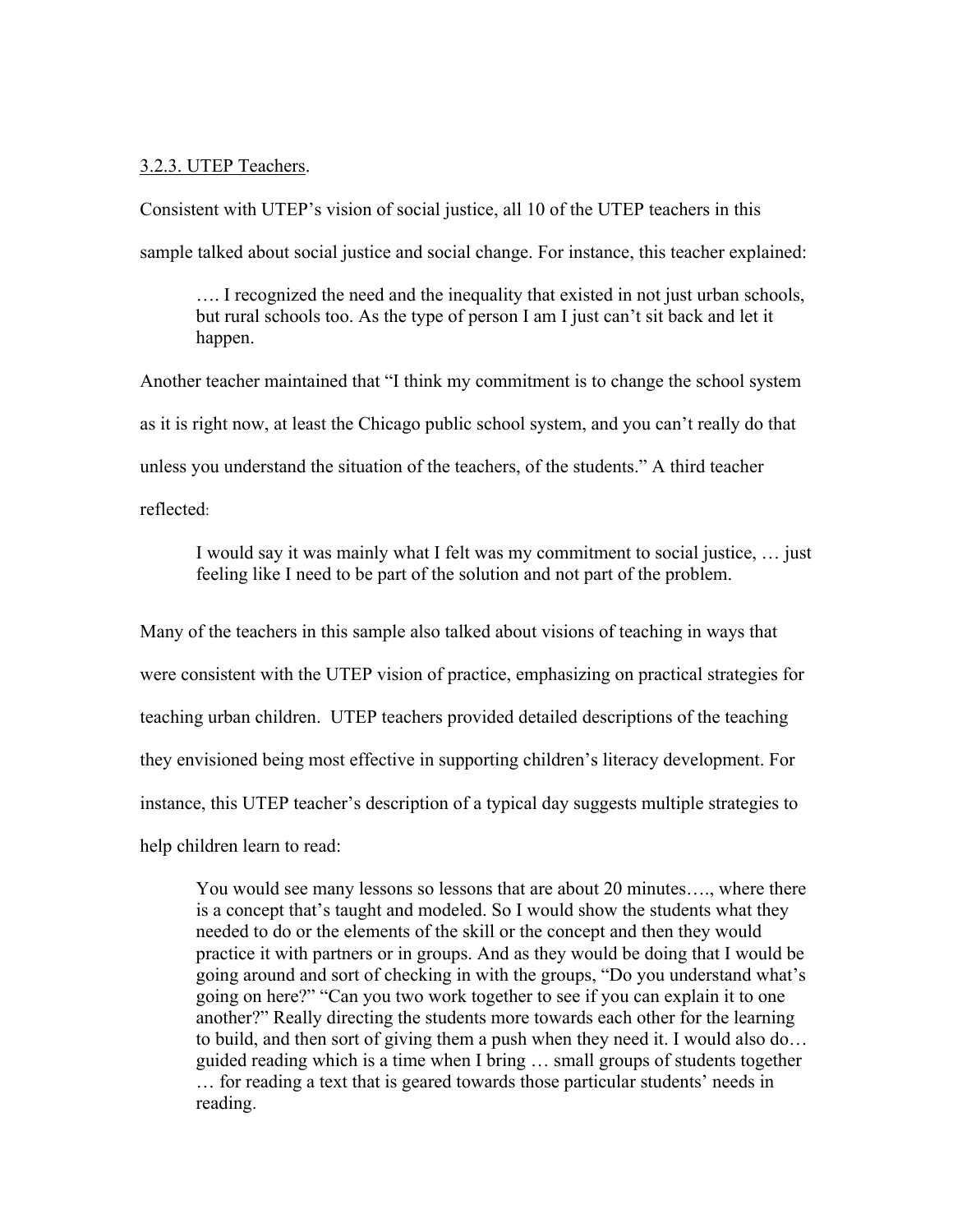3.2.3. UTEP Teachers.

Consistent with UTEP's vision of social justice, all 10 of the UTEP teachers in this sample talked about social justice and social change. For instance, this teacher explained:

> …. I recognized the need and the inequality that existed in not just urban schools, but rural schools too. As the type of person I am I just can't sit back and let it happen.

Another teacher maintained that "I think my commitment is to change the school system as it is right now, at least the Chicago public school system, and you can't really do that unless you understand the situation of the teachers, of the students." A third teacher reflected:

> I would say it was mainly what I felt was my commitment to social justice, … just feeling like I need to be part of the solution and not part of the problem.

Many of the teachers in this sample also talked about visions of teaching in ways that were consistent with the UTEP vision of practice, emphasizing on practical strategies for teaching urban children. UTEP teachers provided detailed descriptions of the teaching they envisioned being most effective in supporting children's literacy development. For instance, this UTEP teacher's description of a typical day suggests multiple strategies to help children learn to read:

> You would see many lessons so lessons that are about 20 minutes…., where there is a concept that's taught and modeled. So I would show the students what they needed to do or the elements of the skill or the concept and then they would practice it with partners or in groups. And as they would be doing that I would be going around and sort of checking in with the groups, "Do you understand what's going on here?" "Can you two work together to see if you can explain it to one another?" Really directing the students more towards each other for the learning to build, and then sort of giving them a push when they need it. I would also do… guided reading which is a time when I bring … small groups of students together … for reading a text that is geared towards those particular students' needs in reading.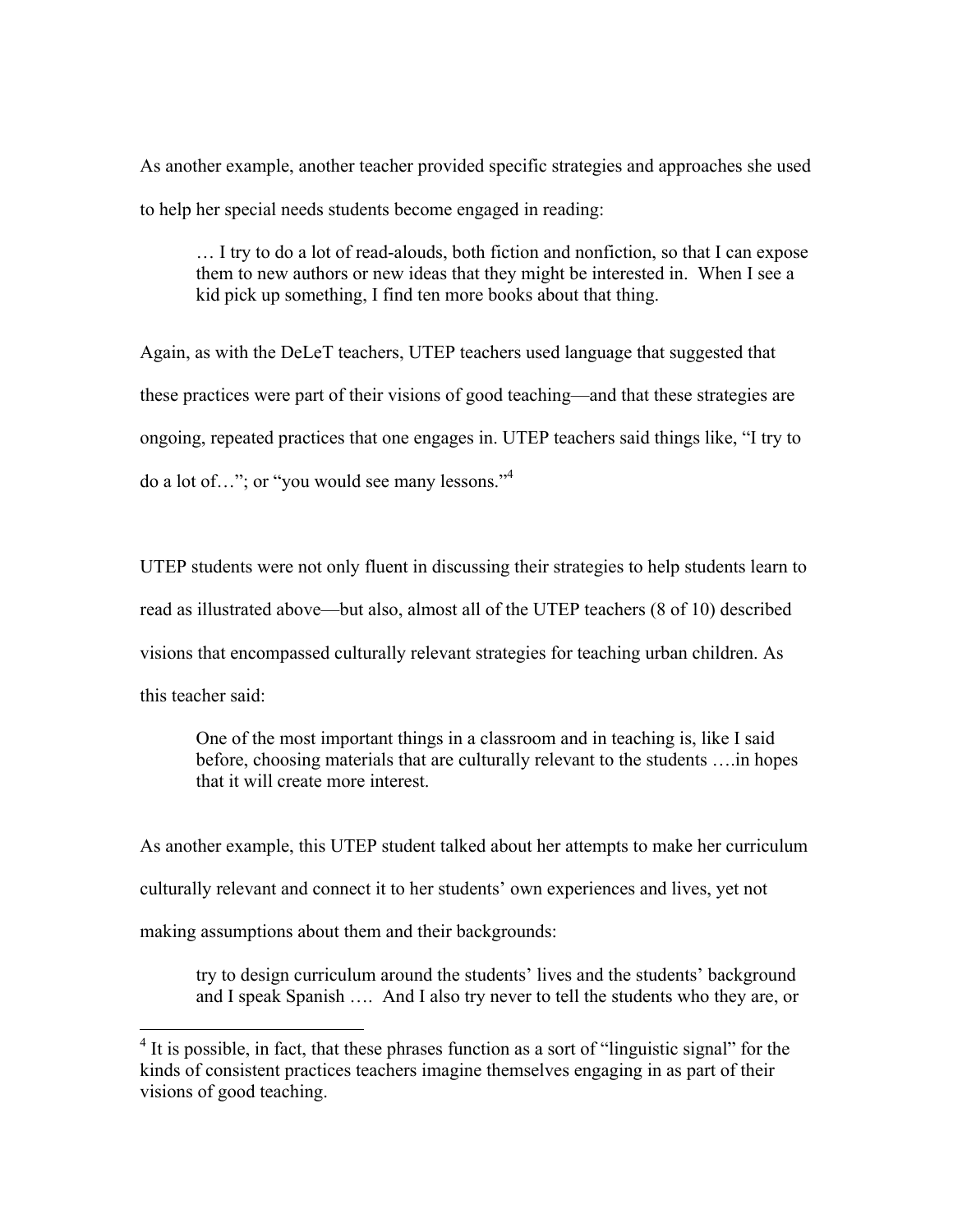As another example, another teacher provided specific strategies and approaches she used to help her special needs students become engaged in reading:

> … I try to do a lot of read-alouds, both fiction and nonfiction, so that I can expose them to new authors or new ideas that they might be interested in. When I see a kid pick up something, I find ten more books about that thing.

Again, as with the DeLeT teachers, UTEP teachers used language that suggested that these practices were part of their visions of good teaching—and that these strategies are ongoing, repeated practices that one engages in. UTEP teachers said things like, "I try to do a lot of…"; or "you would see many lessons."[4]

UTEP students were not only fluent in discussing their strategies to help students learn to read as illustrated above—but also, almost all of the UTEP teachers (8 of 10) described visions that encompassed culturally relevant strategies for teaching urban children. As this teacher said:

> One of the most important things in a classroom and in teaching is, like I said before, choosing materials that are culturally relevant to the students ….in hopes that it will create more interest.

As another example, this UTEP student talked about her attempts to make her curriculum culturally relevant and connect it to her students' own experiences and lives, yet not making assumptions about them and their backgrounds:

> try to design curriculum around the students' lives and the students' background and I speak Spanish …. And I also try never to tell the students who they are, or

[4] It is possible, in fact, that these phrases function as a sort of "linguistic signal" for the kinds of consistent practices teachers imagine themselves engaging in as part of their visions of good teaching.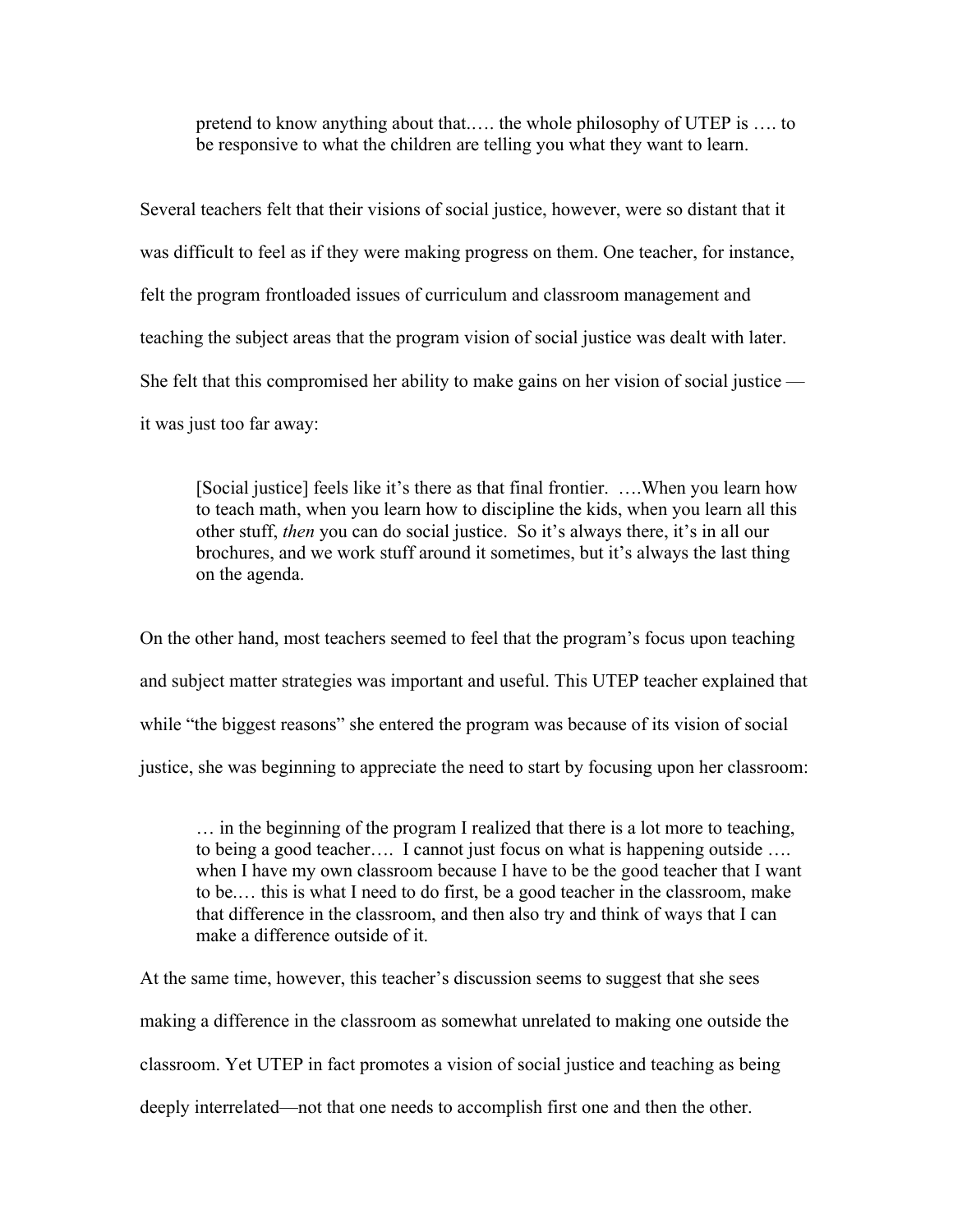> pretend to know anything about that….. the whole philosophy of UTEP is …. to be responsive to what the children are telling you what they want to learn.

Several teachers felt that their visions of social justice, however, were so distant that it was difficult to feel as if they were making progress on them. One teacher, for instance, felt the program frontloaded issues of curriculum and classroom management and teaching the subject areas that the program vision of social justice was dealt with later. She felt that this compromised her ability to make gains on her vision of social justice — it was just too far away:

> [Social justice] feels like it's there as that final frontier. ….When you learn how to teach math, when you learn how to discipline the kids, when you learn all this other stuff, *then* you can do social justice. So it's always there, it's in all our brochures, and we work stuff around it sometimes, but it's always the last thing on the agenda.

On the other hand, most teachers seemed to feel that the program's focus upon teaching and subject matter strategies was important and useful. This UTEP teacher explained that while "the biggest reasons" she entered the program was because of its vision of social justice, she was beginning to appreciate the need to start by focusing upon her classroom:

> … in the beginning of the program I realized that there is a lot more to teaching, to being a good teacher…. I cannot just focus on what is happening outside …. when I have my own classroom because I have to be the good teacher that I want to be.… this is what I need to do first, be a good teacher in the classroom, make that difference in the classroom, and then also try and think of ways that I can make a difference outside of it.

At the same time, however, this teacher's discussion seems to suggest that she sees making a difference in the classroom as somewhat unrelated to making one outside the classroom. Yet UTEP in fact promotes a vision of social justice and teaching as being deeply interrelated—not that one needs to accomplish first one and then the other.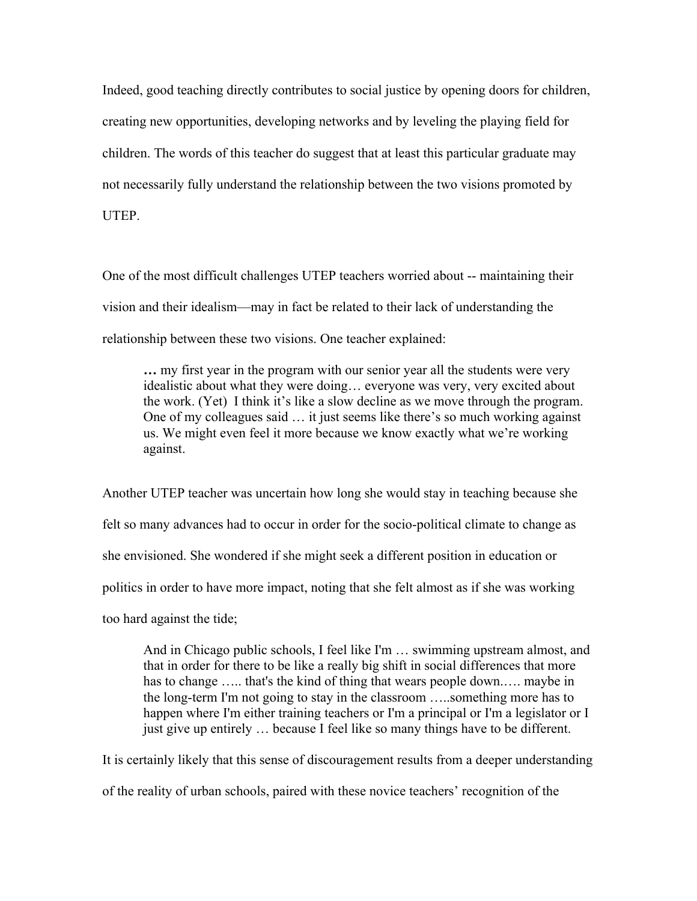Indeed, good teaching directly contributes to social justice by opening doors for children, creating new opportunities, developing networks and by leveling the playing field for children. The words of this teacher do suggest that at least this particular graduate may not necessarily fully understand the relationship between the two visions promoted by UTEP.

One of the most difficult challenges UTEP teachers worried about -- maintaining their vision and their idealism—may in fact be related to their lack of understanding the relationship between these two visions. One teacher explained:

> **…** my first year in the program with our senior year all the students were very idealistic about what they were doing… everyone was very, very excited about the work. (Yet) I think it's like a slow decline as we move through the program. One of my colleagues said … it just seems like there's so much working against us. We might even feel it more because we know exactly what we're working against.

Another UTEP teacher was uncertain how long she would stay in teaching because she felt so many advances had to occur in order for the socio-political climate to change as she envisioned. She wondered if she might seek a different position in education or politics in order to have more impact, noting that she felt almost as if she was working too hard against the tide;

> And in Chicago public schools, I feel like I'm … swimming upstream almost, and that in order for there to be like a really big shift in social differences that more has to change ….. that's the kind of thing that wears people down.…. maybe in the long-term I'm not going to stay in the classroom …..something more has to happen where I'm either training teachers or I'm a principal or I'm a legislator or I just give up entirely … because I feel like so many things have to be different.

It is certainly likely that this sense of discouragement results from a deeper understanding of the reality of urban schools, paired with these novice teachers' recognition of the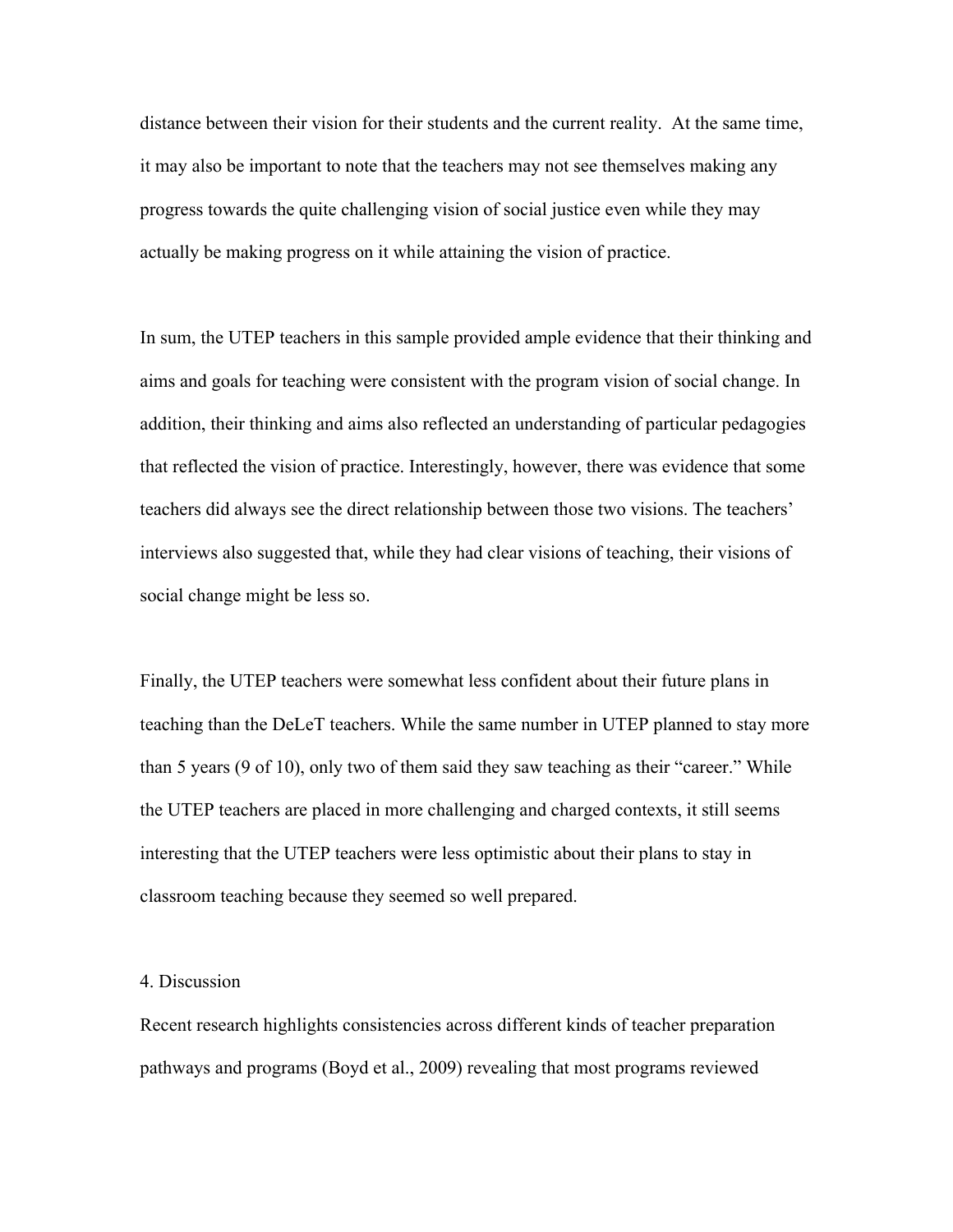distance between their vision for their students and the current reality.  At the same time, it may also be important to note that the teachers may not see themselves making any progress towards the quite challenging vision of social justice even while they may actually be making progress on it while attaining the vision of practice.

In sum, the UTEP teachers in this sample provided ample evidence that their thinking and aims and goals for teaching were consistent with the program vision of social change. In addition, their thinking and aims also reflected an understanding of particular pedagogies that reflected the vision of practice. Interestingly, however, there was evidence that some teachers did always see the direct relationship between those two visions. The teachers' interviews also suggested that, while they had clear visions of teaching, their visions of social change might be less so.

Finally, the UTEP teachers were somewhat less confident about their future plans in teaching than the DeLeT teachers. While the same number in UTEP planned to stay more than 5 years (9 of 10), only two of them said they saw teaching as their "career." While the UTEP teachers are placed in more challenging and charged contexts, it still seems interesting that the UTEP teachers were less optimistic about their plans to stay in classroom teaching because they seemed so well prepared.

## 4. Discussion

Recent research highlights consistencies across different kinds of teacher preparation pathways and programs (Boyd et al., 2009) revealing that most programs reviewed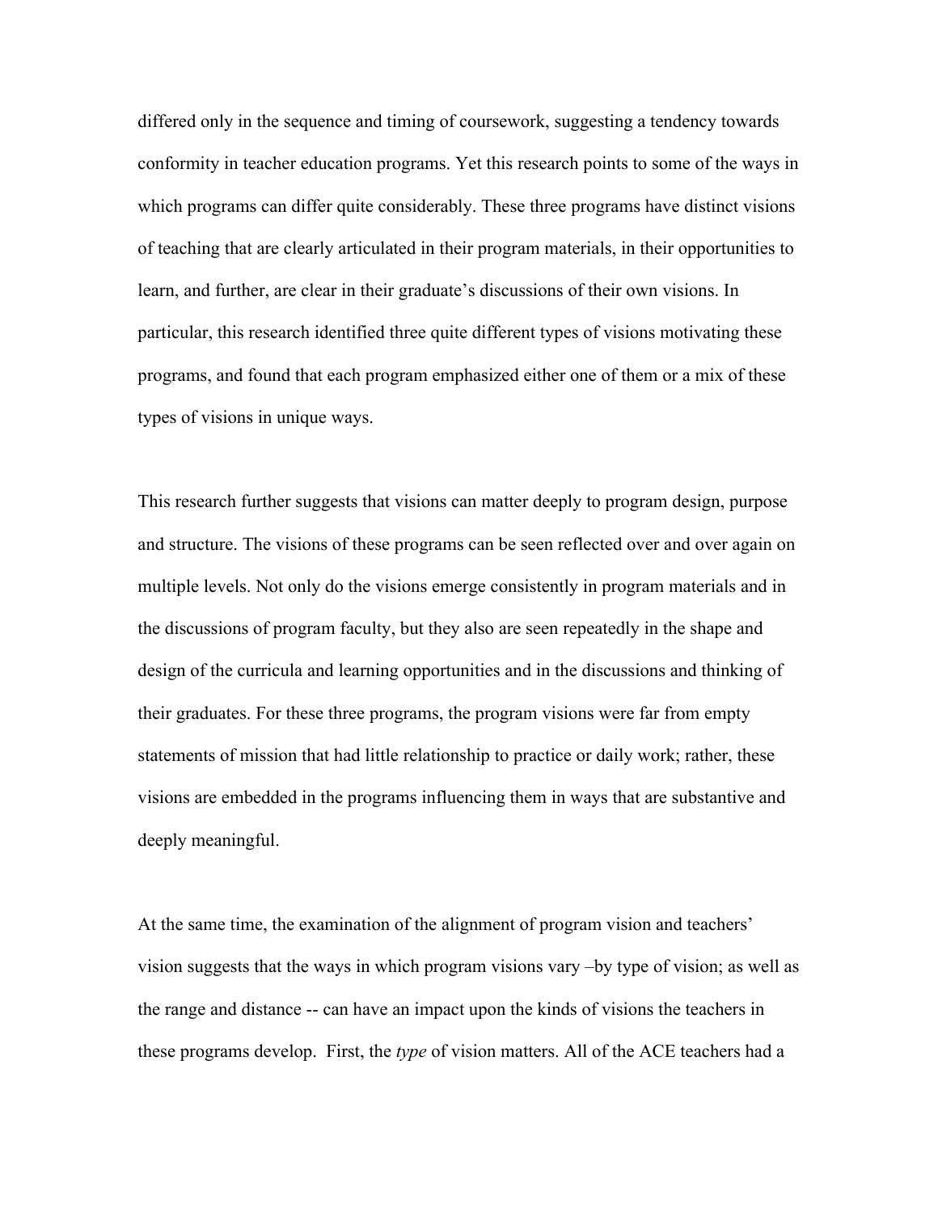differed only in the sequence and timing of coursework, suggesting a tendency towards conformity in teacher education programs. Yet this research points to some of the ways in which programs can differ quite considerably. These three programs have distinct visions of teaching that are clearly articulated in their program materials, in their opportunities to learn, and further, are clear in their graduate's discussions of their own visions. In particular, this research identified three quite different types of visions motivating these programs, and found that each program emphasized either one of them or a mix of these types of visions in unique ways.

This research further suggests that visions can matter deeply to program design, purpose and structure. The visions of these programs can be seen reflected over and over again on multiple levels. Not only do the visions emerge consistently in program materials and in the discussions of program faculty, but they also are seen repeatedly in the shape and design of the curricula and learning opportunities and in the discussions and thinking of their graduates. For these three programs, the program visions were far from empty statements of mission that had little relationship to practice or daily work; rather, these visions are embedded in the programs influencing them in ways that are substantive and deeply meaningful.

At the same time, the examination of the alignment of program vision and teachers' vision suggests that the ways in which program visions vary –by type of vision; as well as the range and distance -- can have an impact upon the kinds of visions the teachers in these programs develop. First, the *type* of vision matters. All of the ACE teachers had a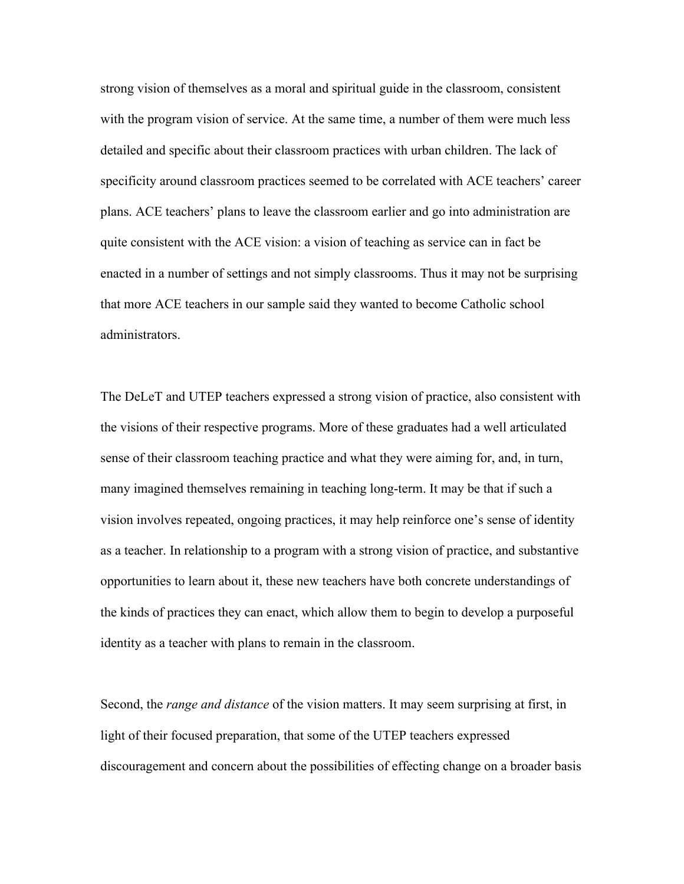strong vision of themselves as a moral and spiritual guide in the classroom, consistent with the program vision of service. At the same time, a number of them were much less detailed and specific about their classroom practices with urban children. The lack of specificity around classroom practices seemed to be correlated with ACE teachers' career plans. ACE teachers' plans to leave the classroom earlier and go into administration are quite consistent with the ACE vision: a vision of teaching as service can in fact be enacted in a number of settings and not simply classrooms. Thus it may not be surprising that more ACE teachers in our sample said they wanted to become Catholic school administrators.

The DeLeT and UTEP teachers expressed a strong vision of practice, also consistent with the visions of their respective programs. More of these graduates had a well articulated sense of their classroom teaching practice and what they were aiming for, and, in turn, many imagined themselves remaining in teaching long-term. It may be that if such a vision involves repeated, ongoing practices, it may help reinforce one's sense of identity as a teacher. In relationship to a program with a strong vision of practice, and substantive opportunities to learn about it, these new teachers have both concrete understandings of the kinds of practices they can enact, which allow them to begin to develop a purposeful identity as a teacher with plans to remain in the classroom.

Second, the *range and distance* of the vision matters. It may seem surprising at first, in light of their focused preparation, that some of the UTEP teachers expressed discouragement and concern about the possibilities of effecting change on a broader basis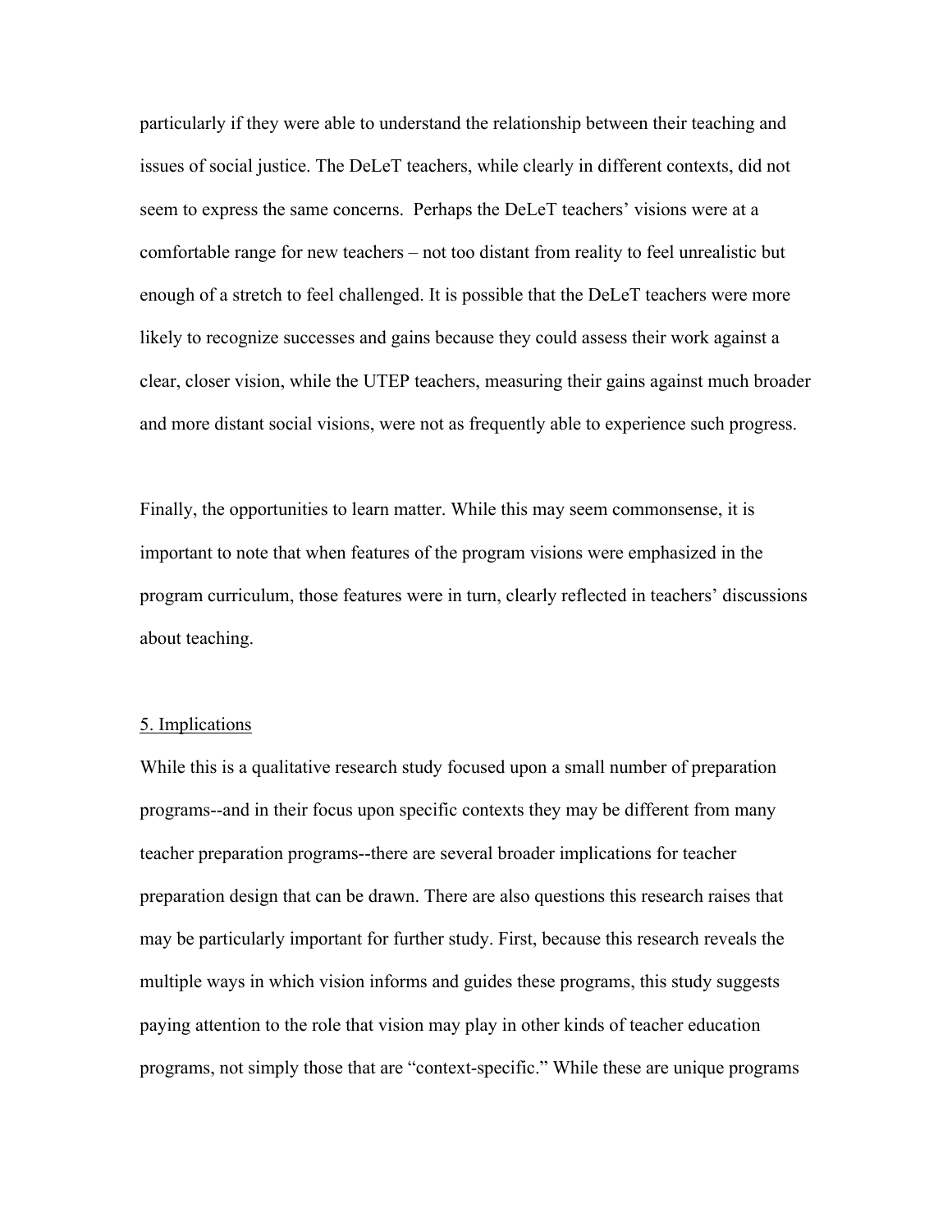particularly if they were able to understand the relationship between their teaching and issues of social justice. The DeLeT teachers, while clearly in different contexts, did not seem to express the same concerns. Perhaps the DeLeT teachers' visions were at a comfortable range for new teachers – not too distant from reality to feel unrealistic but enough of a stretch to feel challenged. It is possible that the DeLeT teachers were more likely to recognize successes and gains because they could assess their work against a clear, closer vision, while the UTEP teachers, measuring their gains against much broader and more distant social visions, were not as frequently able to experience such progress.

Finally, the opportunities to learn matter. While this may seem commonsense, it is important to note that when features of the program visions were emphasized in the program curriculum, those features were in turn, clearly reflected in teachers' discussions about teaching.

## 5. Implications

While this is a qualitative research study focused upon a small number of preparation programs--and in their focus upon specific contexts they may be different from many teacher preparation programs--there are several broader implications for teacher preparation design that can be drawn. There are also questions this research raises that may be particularly important for further study. First, because this research reveals the multiple ways in which vision informs and guides these programs, this study suggests paying attention to the role that vision may play in other kinds of teacher education programs, not simply those that are "context-specific." While these are unique programs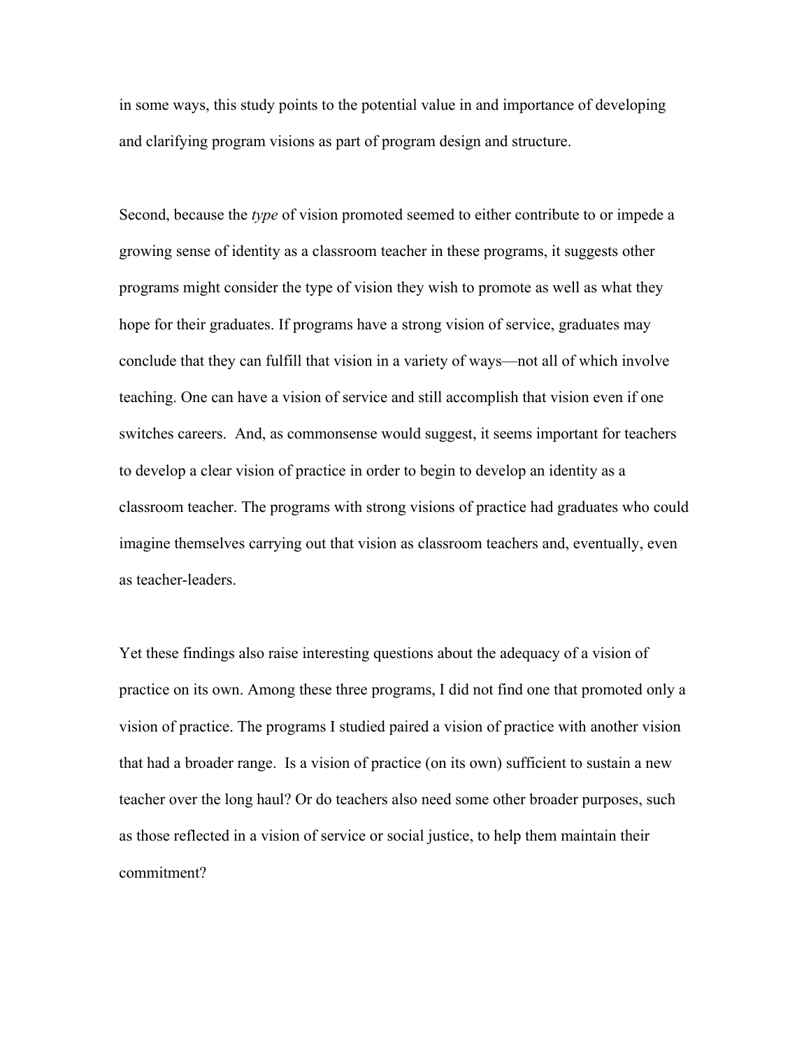in some ways, this study points to the potential value in and importance of developing and clarifying program visions as part of program design and structure.

Second, because the *type* of vision promoted seemed to either contribute to or impede a growing sense of identity as a classroom teacher in these programs, it suggests other programs might consider the type of vision they wish to promote as well as what they hope for their graduates. If programs have a strong vision of service, graduates may conclude that they can fulfill that vision in a variety of ways—not all of which involve teaching. One can have a vision of service and still accomplish that vision even if one switches careers. And, as commonsense would suggest, it seems important for teachers to develop a clear vision of practice in order to begin to develop an identity as a classroom teacher. The programs with strong visions of practice had graduates who could imagine themselves carrying out that vision as classroom teachers and, eventually, even as teacher-leaders.

Yet these findings also raise interesting questions about the adequacy of a vision of practice on its own. Among these three programs, I did not find one that promoted only a vision of practice. The programs I studied paired a vision of practice with another vision that had a broader range. Is a vision of practice (on its own) sufficient to sustain a new teacher over the long haul? Or do teachers also need some other broader purposes, such as those reflected in a vision of service or social justice, to help them maintain their commitment?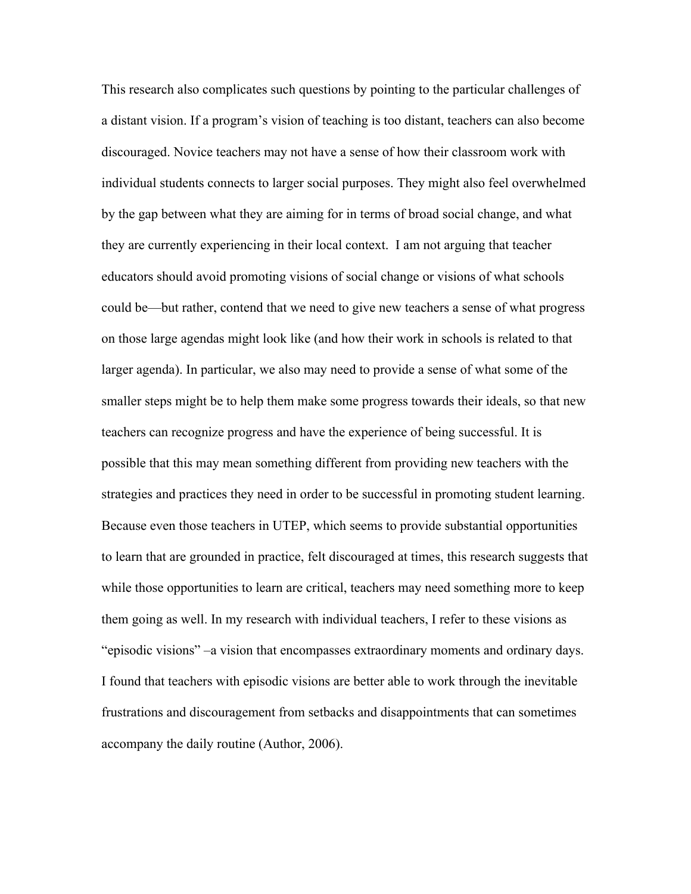This research also complicates such questions by pointing to the particular challenges of a distant vision. If a program's vision of teaching is too distant, teachers can also become discouraged. Novice teachers may not have a sense of how their classroom work with individual students connects to larger social purposes. They might also feel overwhelmed by the gap between what they are aiming for in terms of broad social change, and what they are currently experiencing in their local context. I am not arguing that teacher educators should avoid promoting visions of social change or visions of what schools could be—but rather, contend that we need to give new teachers a sense of what progress on those large agendas might look like (and how their work in schools is related to that larger agenda). In particular, we also may need to provide a sense of what some of the smaller steps might be to help them make some progress towards their ideals, so that new teachers can recognize progress and have the experience of being successful. It is possible that this may mean something different from providing new teachers with the strategies and practices they need in order to be successful in promoting student learning. Because even those teachers in UTEP, which seems to provide substantial opportunities to learn that are grounded in practice, felt discouraged at times, this research suggests that while those opportunities to learn are critical, teachers may need something more to keep them going as well. In my research with individual teachers, I refer to these visions as "episodic visions" –a vision that encompasses extraordinary moments and ordinary days. I found that teachers with episodic visions are better able to work through the inevitable frustrations and discouragement from setbacks and disappointments that can sometimes accompany the daily routine (Author, 2006).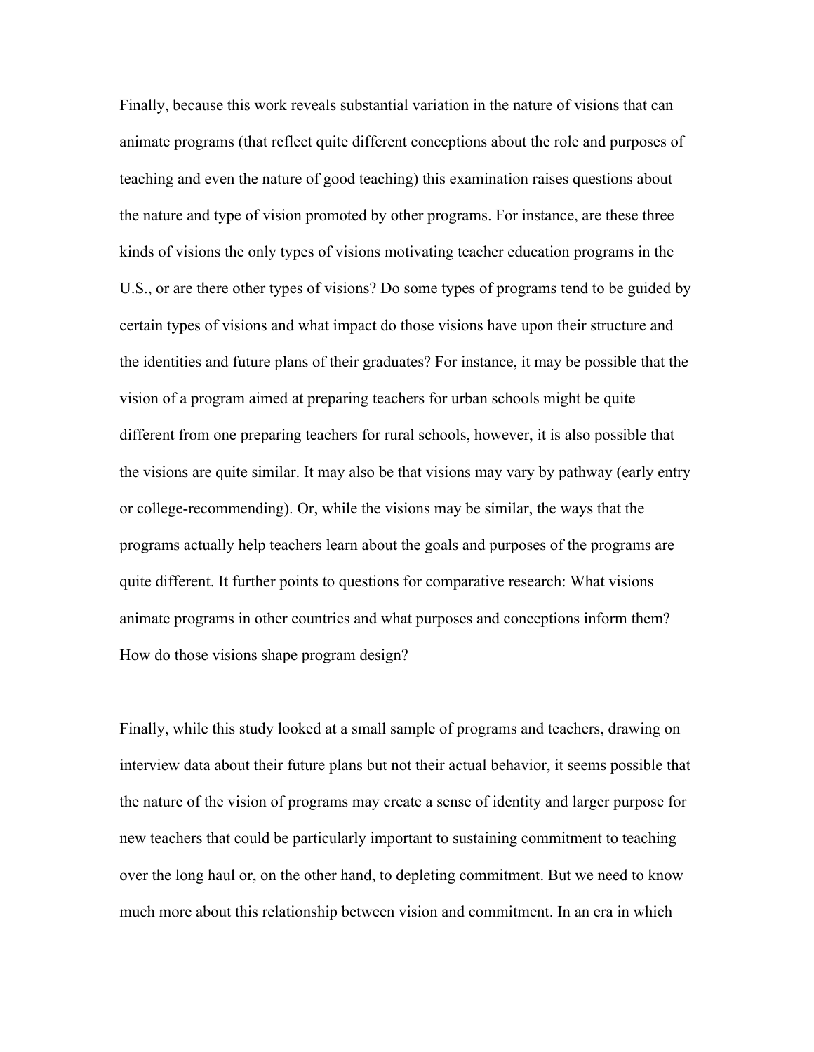Finally, because this work reveals substantial variation in the nature of visions that can animate programs (that reflect quite different conceptions about the role and purposes of teaching and even the nature of good teaching) this examination raises questions about the nature and type of vision promoted by other programs. For instance, are these three kinds of visions the only types of visions motivating teacher education programs in the U.S., or are there other types of visions? Do some types of programs tend to be guided by certain types of visions and what impact do those visions have upon their structure and the identities and future plans of their graduates? For instance, it may be possible that the vision of a program aimed at preparing teachers for urban schools might be quite different from one preparing teachers for rural schools, however, it is also possible that the visions are quite similar. It may also be that visions may vary by pathway (early entry or college-recommending). Or, while the visions may be similar, the ways that the programs actually help teachers learn about the goals and purposes of the programs are quite different. It further points to questions for comparative research: What visions animate programs in other countries and what purposes and conceptions inform them? How do those visions shape program design?

Finally, while this study looked at a small sample of programs and teachers, drawing on interview data about their future plans but not their actual behavior, it seems possible that the nature of the vision of programs may create a sense of identity and larger purpose for new teachers that could be particularly important to sustaining commitment to teaching over the long haul or, on the other hand, to depleting commitment. But we need to know much more about this relationship between vision and commitment. In an era in which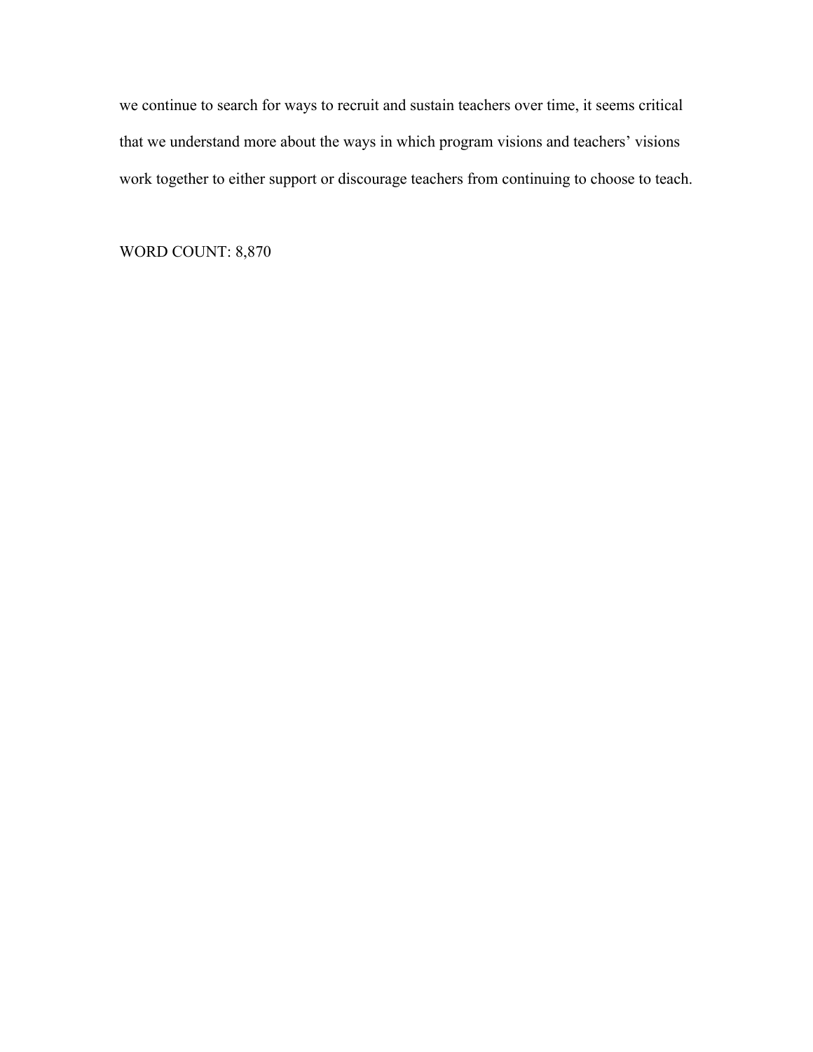we continue to search for ways to recruit and sustain teachers over time, it seems critical that we understand more about the ways in which program visions and teachers' visions work together to either support or discourage teachers from continuing to choose to teach.

WORD COUNT: 8,870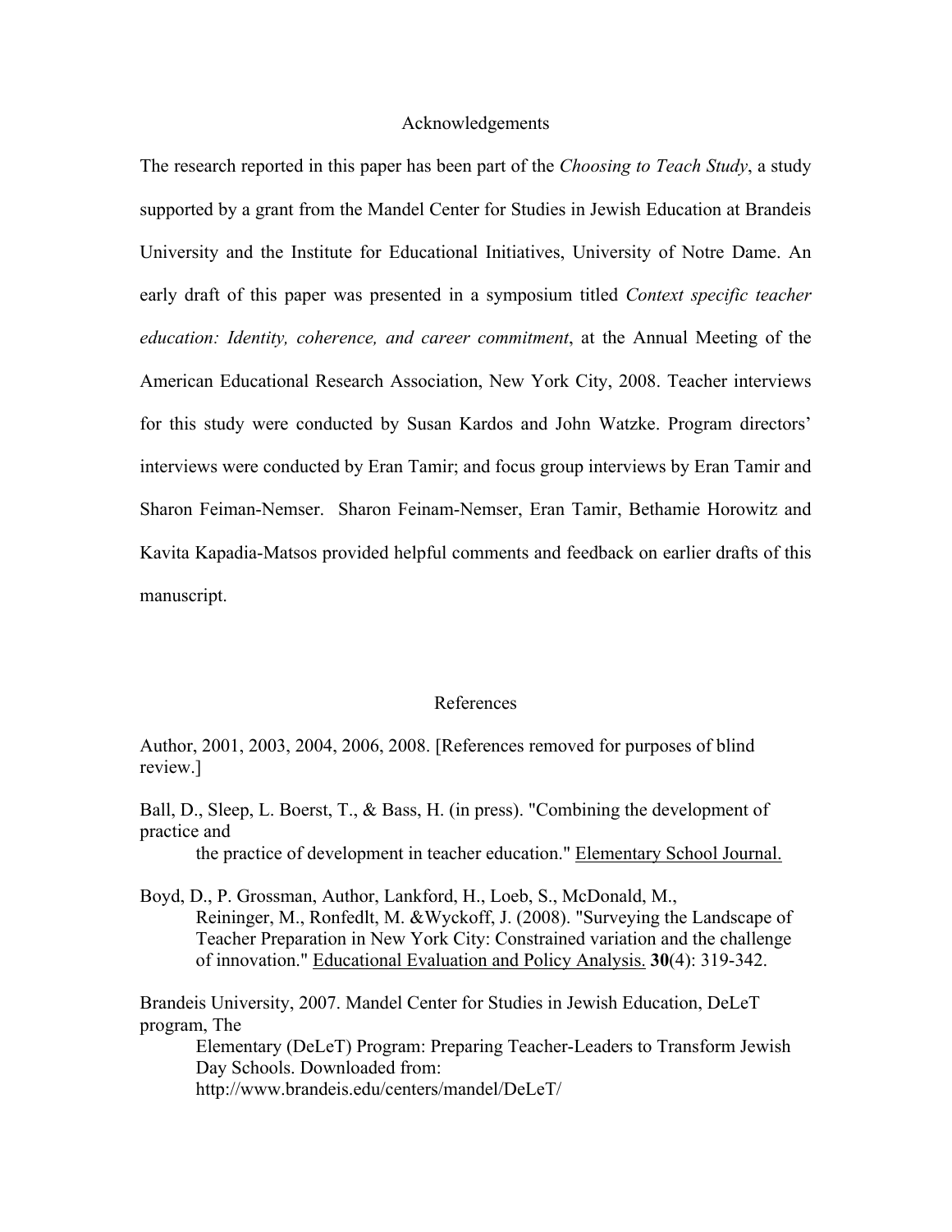## Acknowledgements

The research reported in this paper has been part of the *Choosing to Teach Study*, a study supported by a grant from the Mandel Center for Studies in Jewish Education at Brandeis University and the Institute for Educational Initiatives, University of Notre Dame. An early draft of this paper was presented in a symposium titled *Context specific teacher education: Identity, coherence, and career commitment*, at the Annual Meeting of the American Educational Research Association, New York City, 2008. Teacher interviews for this study were conducted by Susan Kardos and John Watzke. Program directors' interviews were conducted by Eran Tamir; and focus group interviews by Eran Tamir and Sharon Feiman-Nemser. Sharon Feinam-Nemser, Eran Tamir, Bethamie Horowitz and Kavita Kapadia-Matsos provided helpful comments and feedback on earlier drafts of this manuscript.

## References

Author, 2001, 2003, 2004, 2006, 2008. [References removed for purposes of blind review.]

Ball, D., Sleep, L. Boerst, T., & Bass, H. (in press). "Combining the development of practice and the practice of development in teacher education." Elementary School Journal.

Boyd, D., P. Grossman, Author, Lankford, H., Loeb, S., McDonald, M., Reininger, M., Ronfedlt, M. &Wyckoff, J. (2008). "Surveying the Landscape of Teacher Preparation in New York City: Constrained variation and the challenge of innovation." Educational Evaluation and Policy Analysis. **30**(4): 319-342.

Brandeis University, 2007. Mandel Center for Studies in Jewish Education, DeLeT program, The Elementary (DeLeT) Program: Preparing Teacher-Leaders to Transform Jewish Day Schools. Downloaded from: http://www.brandeis.edu/centers/mandel/DeLeT/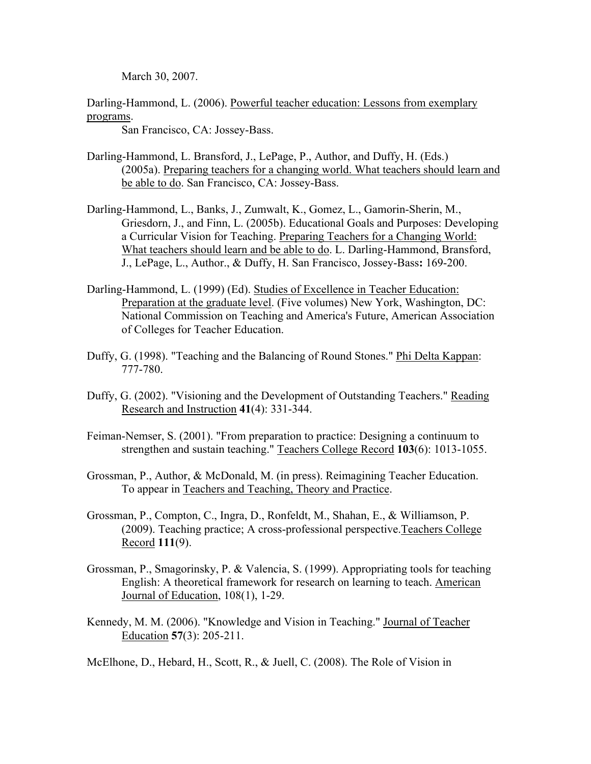March 30, 2007.

Darling-Hammond, L. (2006). Powerful teacher education: Lessons from exemplary programs.
San Francisco, CA: Jossey-Bass.

Darling-Hammond, L. Bransford, J., LePage, P., Author, and Duffy, H. (Eds.) (2005a). Preparing teachers for a changing world. What teachers should learn and be able to do. San Francisco, CA: Jossey-Bass.

Darling-Hammond, L., Banks, J., Zumwalt, K., Gomez, L., Gamorin-Sherin, M., Griesdorn, J., and Finn, L. (2005b). Educational Goals and Purposes: Developing a Curricular Vision for Teaching. Preparing Teachers for a Changing World: What teachers should learn and be able to do. L. Darling-Hammond, Bransford, J., LePage, L., Author., & Duffy, H. San Francisco, Jossey-Bass**:** 169-200.

Darling-Hammond, L. (1999) (Ed). Studies of Excellence in Teacher Education: Preparation at the graduate level. (Five volumes) New York, Washington, DC: National Commission on Teaching and America's Future, American Association of Colleges for Teacher Education.

Duffy, G. (1998). "Teaching and the Balancing of Round Stones." Phi Delta Kappan: 777-780.

Duffy, G. (2002). "Visioning and the Development of Outstanding Teachers." Reading Research and Instruction **41**(4): 331-344.

Feiman-Nemser, S. (2001). "From preparation to practice: Designing a continuum to strengthen and sustain teaching." Teachers College Record **103**(6): 1013-1055.

Grossman, P., Author, & McDonald, M. (in press). Reimagining Teacher Education. To appear in Teachers and Teaching, Theory and Practice.

Grossman, P., Compton, C., Ingra, D., Ronfeldt, M., Shahan, E., & Williamson, P. (2009). Teaching practice; A cross-professional perspective.Teachers College Record **111**(9).

Grossman, P., Smagorinsky, P. & Valencia, S. (1999). Appropriating tools for teaching English: A theoretical framework for research on learning to teach. American Journal of Education, 108(1), 1-29.

Kennedy, M. M. (2006). "Knowledge and Vision in Teaching." Journal of Teacher Education **57**(3): 205-211.

McElhone, D., Hebard, H., Scott, R., & Juell, C. (2008). The Role of Vision in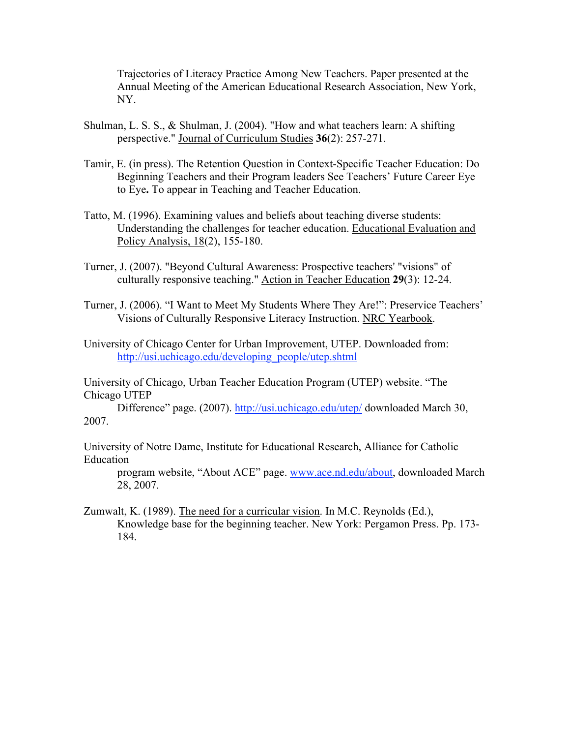Trajectories of Literacy Practice Among New Teachers. Paper presented at the Annual Meeting of the American Educational Research Association, New York, NY.

Shulman, L. S. S., & Shulman, J. (2004). "How and what teachers learn: A shifting perspective." Journal of Curriculum Studies **36**(2): 257-271.

Tamir, E. (in press). The Retention Question in Context-Specific Teacher Education: Do Beginning Teachers and their Program leaders See Teachers' Future Career Eye to Eye**.** To appear in Teaching and Teacher Education.

Tatto, M. (1996). Examining values and beliefs about teaching diverse students: Understanding the challenges for teacher education. Educational Evaluation and Policy Analysis, 18(2), 155-180.

Turner, J. (2007). "Beyond Cultural Awareness: Prospective teachers' "visions" of culturally responsive teaching." Action in Teacher Education **29**(3): 12-24.

Turner, J. (2006). "I Want to Meet My Students Where They Are!": Preservice Teachers' Visions of Culturally Responsive Literacy Instruction. NRC Yearbook.

University of Chicago Center for Urban Improvement, UTEP. Downloaded from: http://usi.uchicago.edu/developing_people/utep.shtml

University of Chicago, Urban Teacher Education Program (UTEP) website. "The Chicago UTEP Difference" page. (2007). http://usi.uchicago.edu/utep/ downloaded March 30, 2007.

University of Notre Dame, Institute for Educational Research, Alliance for Catholic Education program website, "About ACE" page. www.ace.nd.edu/about, downloaded March 28, 2007.

Zumwalt, K. (1989). The need for a curricular vision. In M.C. Reynolds (Ed.), Knowledge base for the beginning teacher. New York: Pergamon Press. Pp. 173-184.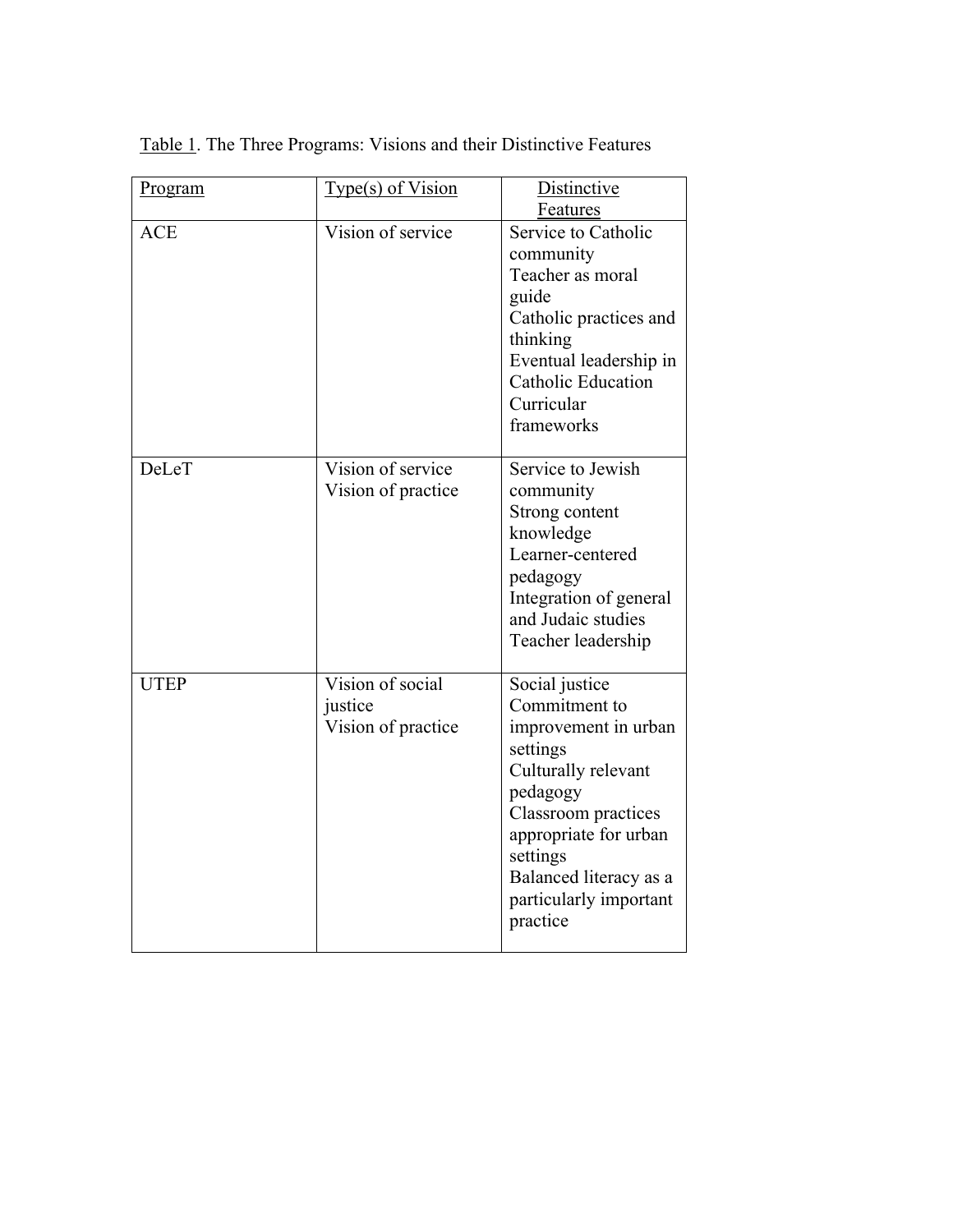Table 1. The Three Programs: Visions and their Distinctive Features

| Program | Type(s) of Vision | Distinctive Features |
| --- | --- | --- |
| ACE | Vision of service | Service to Catholic community<br>Teacher as moral guide<br>Catholic practices and thinking<br>Eventual leadership in Catholic Education<br>Curricular frameworks |
| DeLeT | Vision of service<br>Vision of practice | Service to Jewish community<br>Strong content knowledge<br>Learner-centered pedagogy<br>Integration of general and Judaic studies<br>Teacher leadership |
| UTEP | Vision of social justice<br>Vision of practice | Social justice<br>Commitment to improvement in urban settings<br>Culturally relevant pedagogy<br>Classroom practices appropriate for urban settings<br>Balanced literacy as a particularly important practice |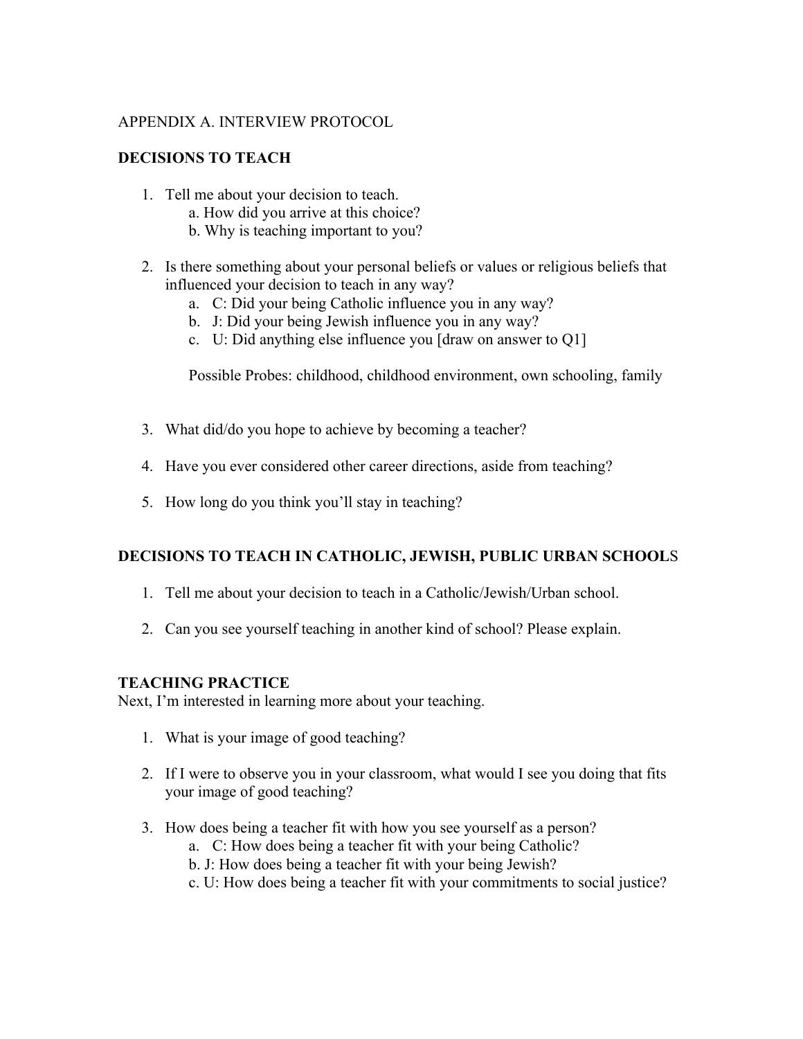APPENDIX A. INTERVIEW PROTOCOL

**DECISIONS TO TEACH**

1. Tell me about your decision to teach.
   a. How did you arrive at this choice?
   b. Why is teaching important to you?

2. Is there something about your personal beliefs or values or religious beliefs that influenced your decision to teach in any way?
   a. C: Did your being Catholic influence you in any way?
   b. J: Did your being Jewish influence you in any way?
   c. U: Did anything else influence you [draw on answer to Q1]

   Possible Probes: childhood, childhood environment, own schooling, family

3. What did/do you hope to achieve by becoming a teacher?

4. Have you ever considered other career directions, aside from teaching?

5. How long do you think you'll stay in teaching?

**DECISIONS TO TEACH IN CATHOLIC, JEWISH, PUBLIC URBAN SCHOOL**S

1. Tell me about your decision to teach in a Catholic/Jewish/Urban school.

2. Can you see yourself teaching in another kind of school? Please explain.

**TEACHING PRACTICE**

Next, I'm interested in learning more about your teaching.

1. What is your image of good teaching?

2. If I were to observe you in your classroom, what would I see you doing that fits your image of good teaching?

3. How does being a teacher fit with how you see yourself as a person?
   a. C: How does being a teacher fit with your being Catholic?
   b. J: How does being a teacher fit with your being Jewish?
   c. U: How does being a teacher fit with your commitments to social justice?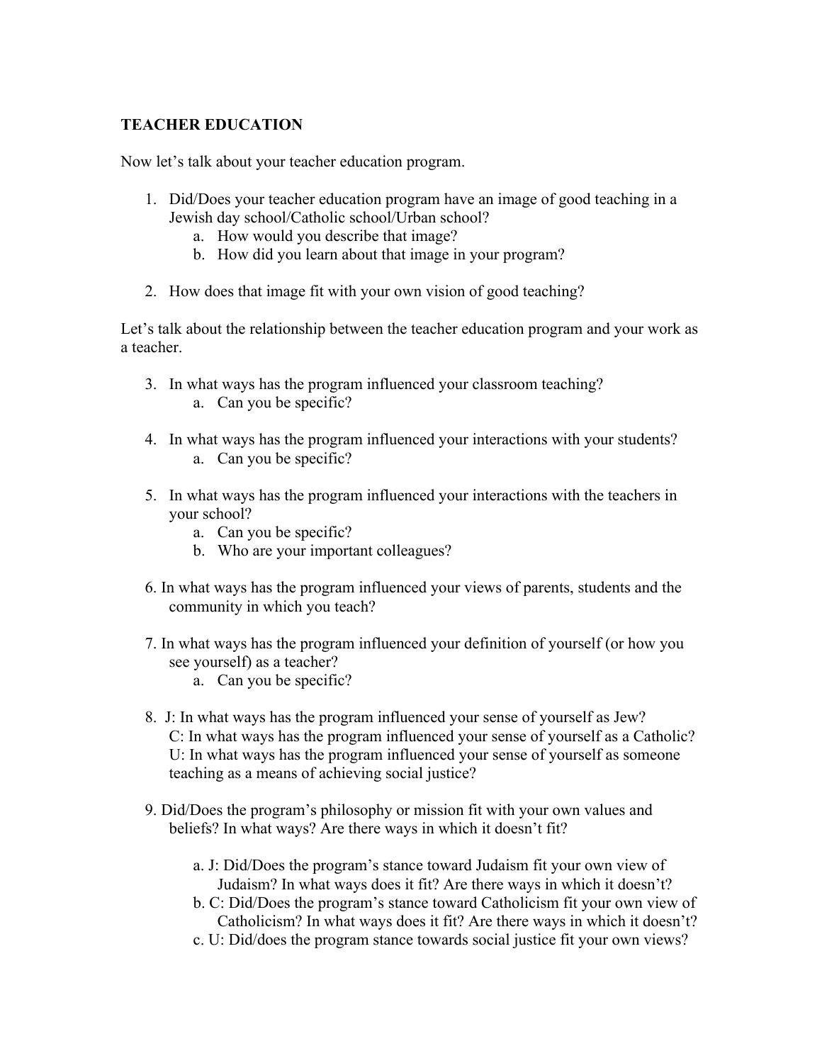**TEACHER EDUCATION**

Now let's talk about your teacher education program.

1. Did/Does your teacher education program have an image of good teaching in a Jewish day school/Catholic school/Urban school?
   a. How would you describe that image?
   b. How did you learn about that image in your program?

2. How does that image fit with your own vision of good teaching?

Let's talk about the relationship between the teacher education program and your work as a teacher.

3. In what ways has the program influenced your classroom teaching?
   a. Can you be specific?

4. In what ways has the program influenced your interactions with your students?
   a. Can you be specific?

5. In what ways has the program influenced your interactions with the teachers in your school?
   a. Can you be specific?
   b. Who are your important colleagues?

6. In what ways has the program influenced your views of parents, students and the community in which you teach?

7. In what ways has the program influenced your definition of yourself (or how you see yourself) as a teacher?
   a. Can you be specific?

8. J: In what ways has the program influenced your sense of yourself as Jew?
   C: In what ways has the program influenced your sense of yourself as a Catholic?
   U: In what ways has the program influenced your sense of yourself as someone teaching as a means of achieving social justice?

9. Did/Does the program's philosophy or mission fit with your own values and beliefs? In what ways? Are there ways in which it doesn't fit?

   a. J: Did/Does the program's stance toward Judaism fit your own view of Judaism? In what ways does it fit? Are there ways in which it doesn't?
   b. C: Did/Does the program's stance toward Catholicism fit your own view of Catholicism? In what ways does it fit? Are there ways in which it doesn't?
   c. U: Did/does the program stance towards social justice fit your own views?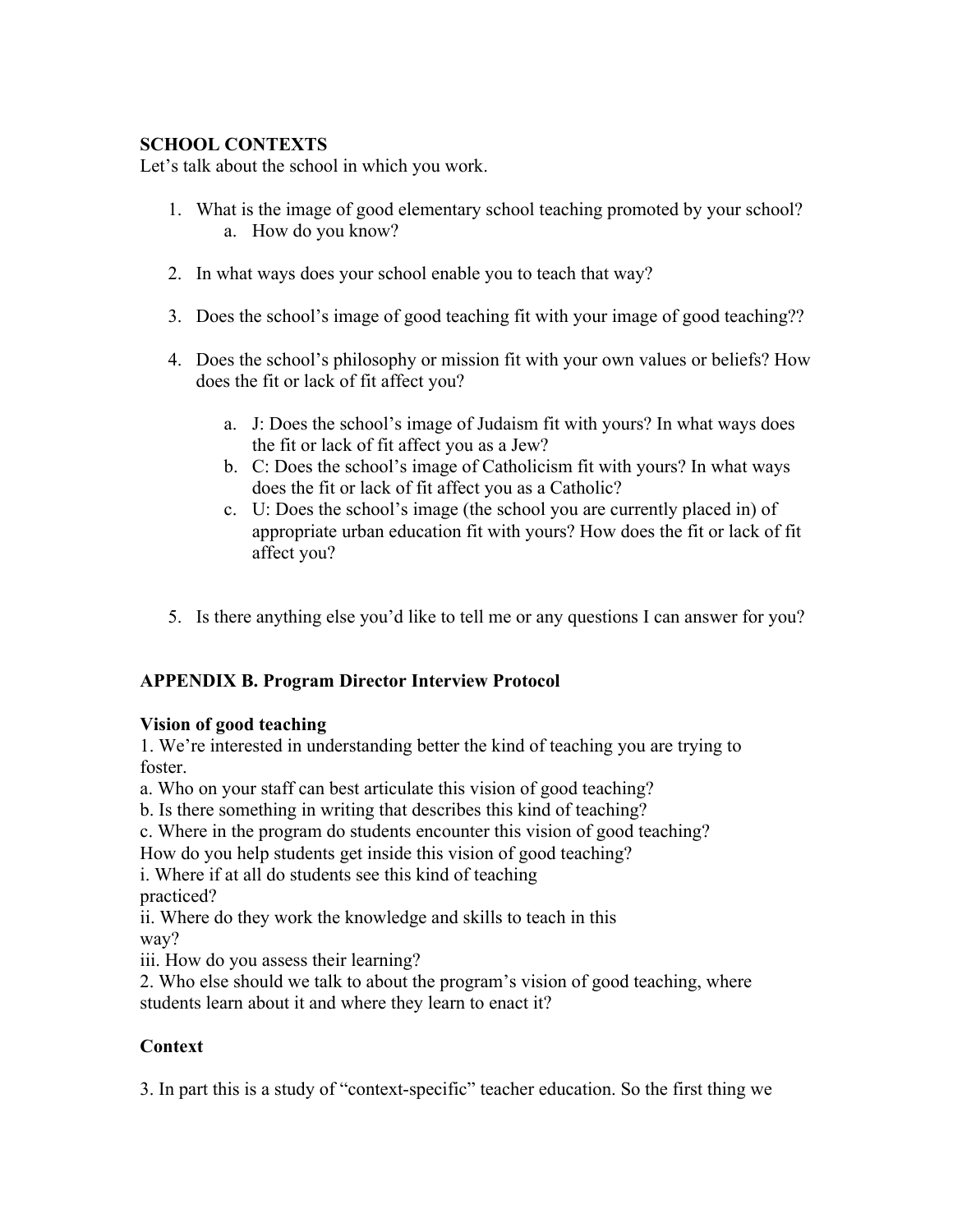**SCHOOL CONTEXTS**

Let's talk about the school in which you work.

1. What is the image of good elementary school teaching promoted by your school?
   a. How do you know?

2. In what ways does your school enable you to teach that way?

3. Does the school's image of good teaching fit with your image of good teaching??

4. Does the school's philosophy or mission fit with your own values or beliefs? How does the fit or lack of fit affect you?

   a. J: Does the school's image of Judaism fit with yours? In what ways does the fit or lack of fit affect you as a Jew?
   b. C: Does the school's image of Catholicism fit with yours? In what ways does the fit or lack of fit affect you as a Catholic?
   c. U: Does the school's image (the school you are currently placed in) of appropriate urban education fit with yours? How does the fit or lack of fit affect you?

5. Is there anything else you'd like to tell me or any questions I can answer for you?

## APPENDIX B. Program Director Interview Protocol

**Vision of good teaching**

1. We're interested in understanding better the kind of teaching you are trying to foster.
a. Who on your staff can best articulate this vision of good teaching?
b. Is there something in writing that describes this kind of teaching?
c. Where in the program do students encounter this vision of good teaching?
How do you help students get inside this vision of good teaching?
i. Where if at all do students see this kind of teaching practiced?
ii. Where do they work the knowledge and skills to teach in this way?
iii. How do you assess their learning?
2. Who else should we talk to about the program's vision of good teaching, where students learn about it and where they learn to enact it?

**Context**

3. In part this is a study of "context-specific" teacher education. So the first thing we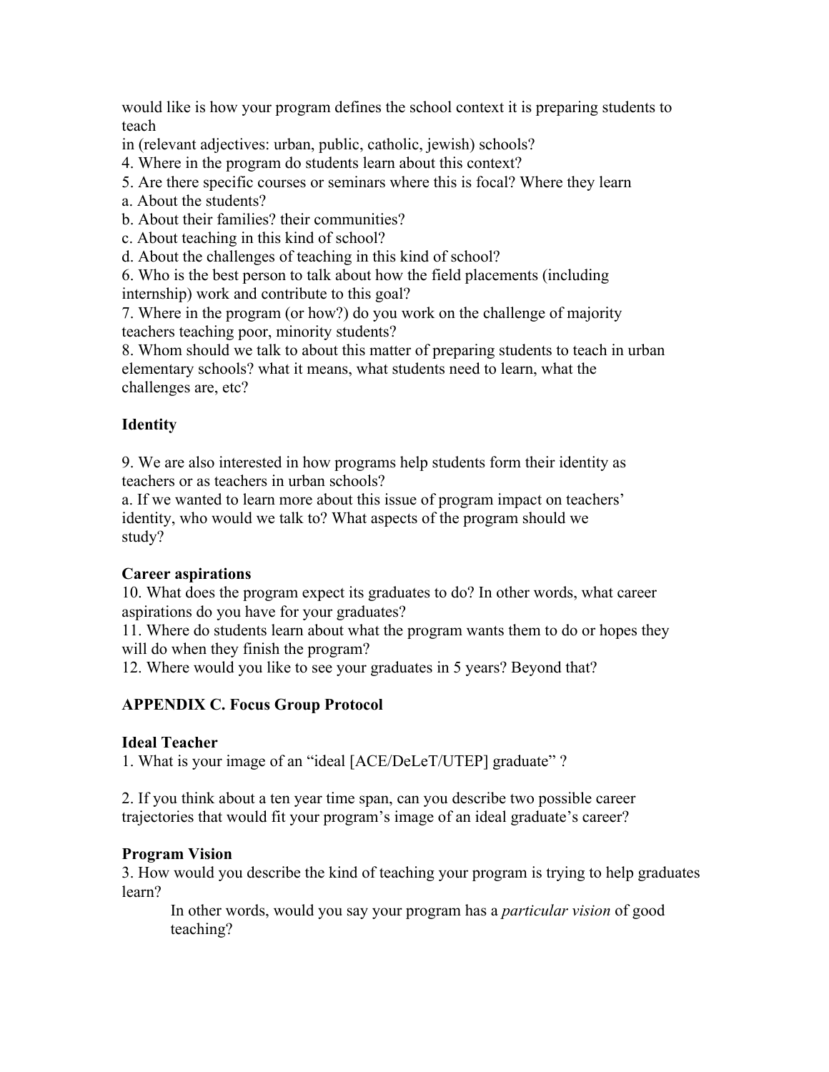would like is how your program defines the school context it is preparing students to teach
in (relevant adjectives: urban, public, catholic, jewish) schools?

4. Where in the program do students learn about this context?
5. Are there specific courses or seminars where this is focal? Where they learn
   a. About the students?
   b. About their families? their communities?
   c. About teaching in this kind of school?
   d. About the challenges of teaching in this kind of school?
6. Who is the best person to talk about how the field placements (including internship) work and contribute to this goal?
7. Where in the program (or how?) do you work on the challenge of majority teachers teaching poor, minority students?
8. Whom should we talk to about this matter of preparing students to teach in urban elementary schools? what it means, what students need to learn, what the challenges are, etc?

**Identity**

9. We are also interested in how programs help students form their identity as teachers or as teachers in urban schools?
   a. If we wanted to learn more about this issue of program impact on teachers' identity, who would we talk to? What aspects of the program should we study?

**Career aspirations**

10. What does the program expect its graduates to do? In other words, what career aspirations do you have for your graduates?
11. Where do students learn about what the program wants them to do or hopes they will do when they finish the program?
12. Where would you like to see your graduates in 5 years? Beyond that?

## APPENDIX C. Focus Group Protocol

**Ideal Teacher**

1. What is your image of an "ideal [ACE/DeLeT/UTEP] graduate" ?

2. If you think about a ten year time span, can you describe two possible career trajectories that would fit your program's image of an ideal graduate's career?

**Program Vision**

3. How would you describe the kind of teaching your program is trying to help graduates learn?

   In other words, would you say your program has a *particular vision* of good teaching?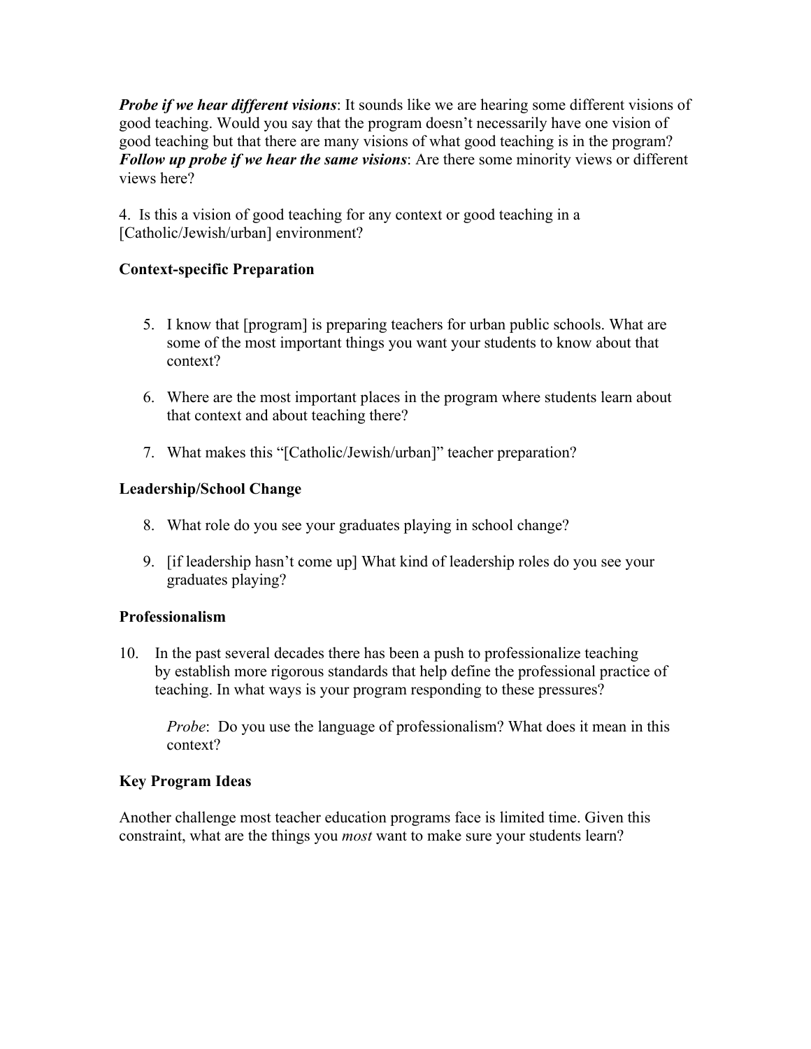***Probe if we hear different visions***: It sounds like we are hearing some different visions of good teaching. Would you say that the program doesn't necessarily have one vision of good teaching but that there are many visions of what good teaching is in the program? ***Follow up probe if we hear the same visions***: Are there some minority views or different views here?

4. Is this a vision of good teaching for any context or good teaching in a [Catholic/Jewish/urban] environment?

**Context-specific Preparation**

5. I know that [program] is preparing teachers for urban public schools. What are some of the most important things you want your students to know about that context?

6. Where are the most important places in the program where students learn about that context and about teaching there?

7. What makes this "[Catholic/Jewish/urban]" teacher preparation?

**Leadership/School Change**

8. What role do you see your graduates playing in school change?

9. [if leadership hasn't come up] What kind of leadership roles do you see your graduates playing?

**Professionalism**

10. In the past several decades there has been a push to professionalize teaching by establish more rigorous standards that help define the professional practice of teaching. In what ways is your program responding to these pressures?

    *Probe*: Do you use the language of professionalism? What does it mean in this context?

**Key Program Ideas**

Another challenge most teacher education programs face is limited time. Given this constraint, what are the things you *most* want to make sure your students learn?